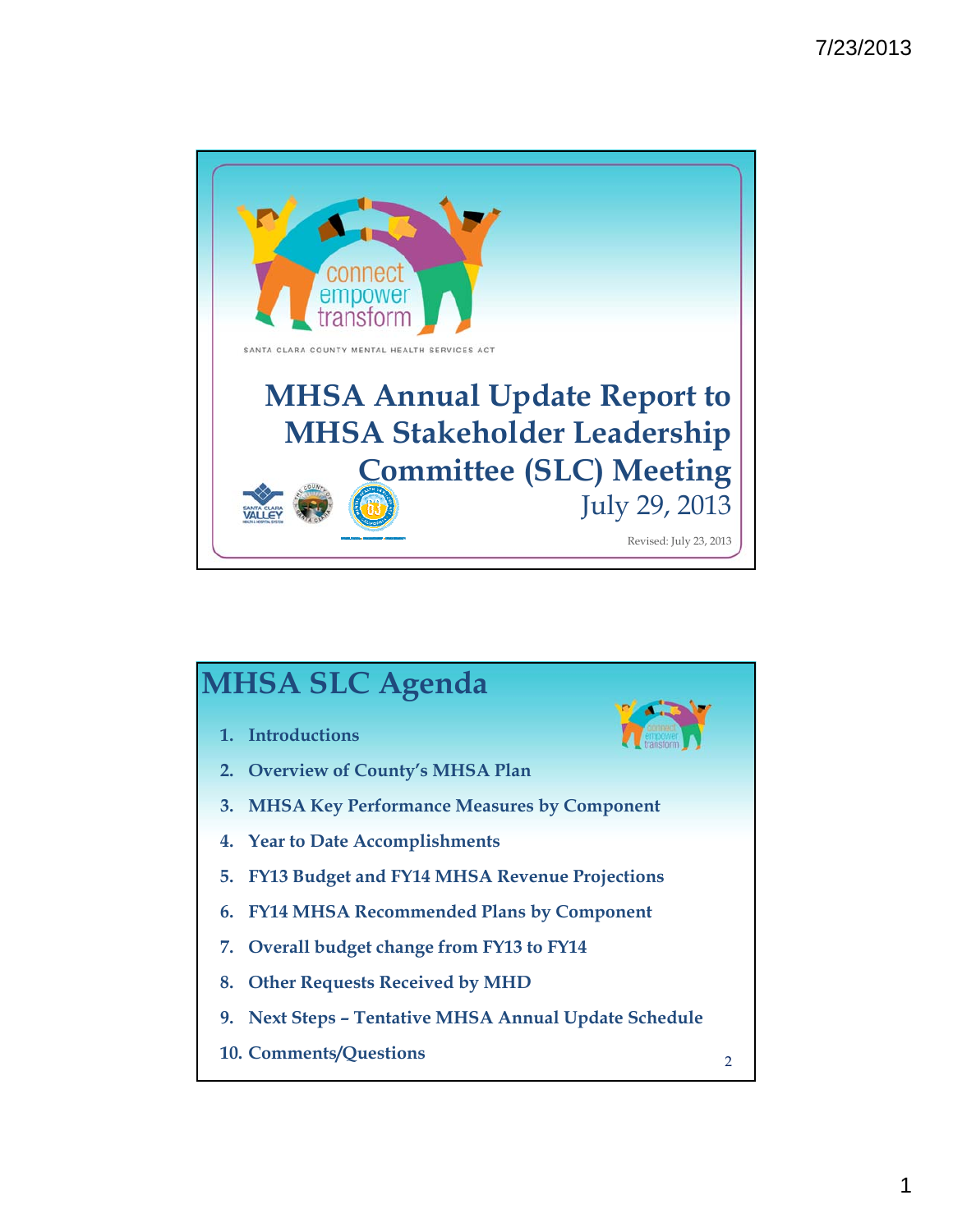connect
empower
transform

SANTA CLARA COUNTY MENTAL HEALTH SERVICES ACT

# MHSA Annual Update Report to MHSA Stakeholder Leadership Committee (SLC) Meeting

July 29, 2013

Revised: July 23, 2013

# MHSA SLC Agenda

1. Introductions
2. Overview of County's MHSA Plan
3. MHSA Key Performance Measures by Component
4. Year to Date Accomplishments
5. FY13 Budget and FY14 MHSA Revenue Projections
6. FY14 MHSA Recommended Plans by Component
7. Overall budget change from FY13 to FY14
8. Other Requests Received by MHD
9. Next Steps – Tentative MHSA Annual Update Schedule
10. Comments/Questions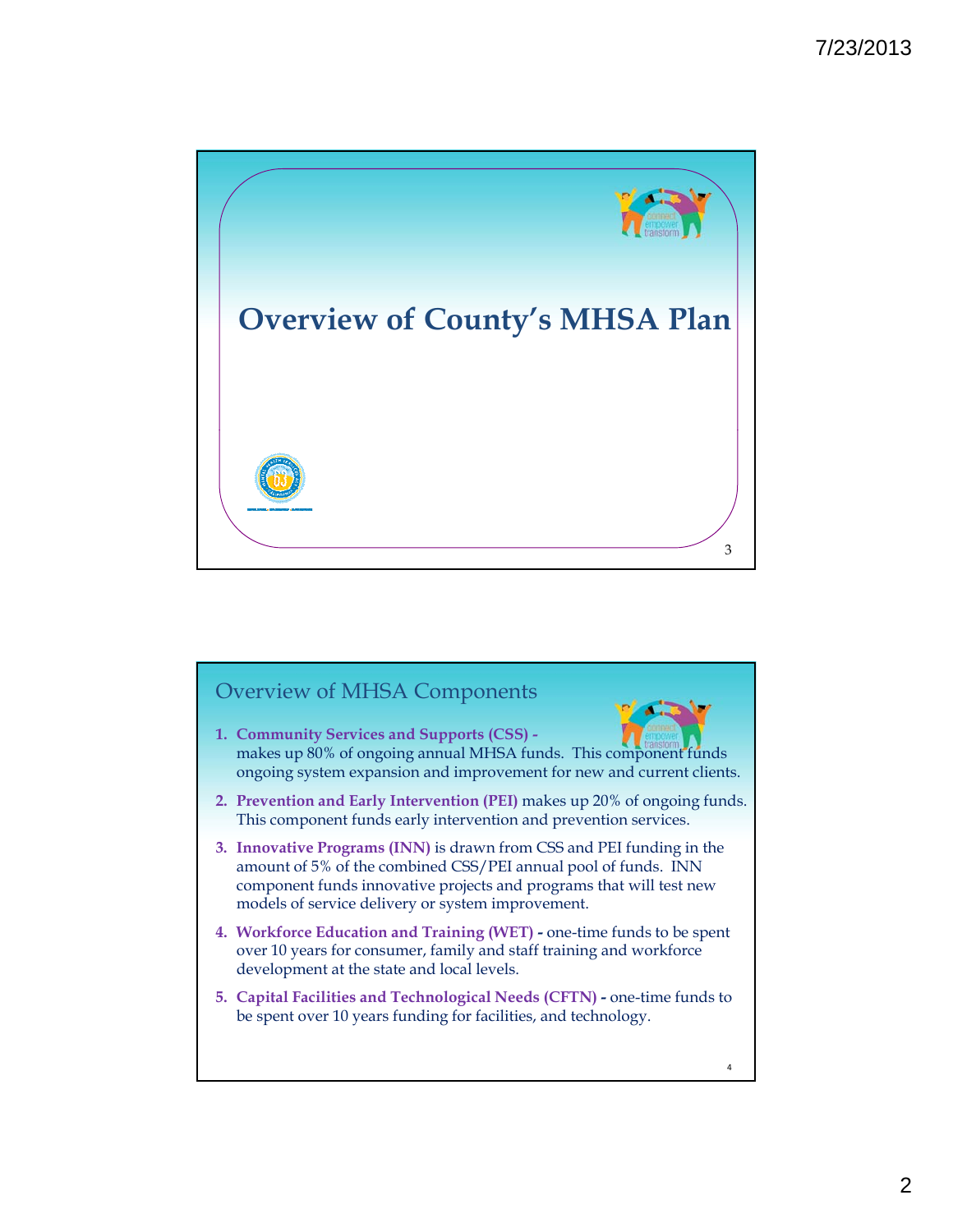# Overview of County's MHSA Plan

## Overview of MHSA Components

1. **Community Services and Supports (CSS) -** makes up 80% of ongoing annual MHSA funds. This component funds ongoing system expansion and improvement for new and current clients.
2. **Prevention and Early Intervention (PEI)** makes up 20% of ongoing funds. This component funds early intervention and prevention services.
3. **Innovative Programs (INN)** is drawn from CSS and PEI funding in the amount of 5% of the combined CSS/PEI annual pool of funds. INN component funds innovative projects and programs that will test new models of service delivery or system improvement.
4. **Workforce Education and Training (WET) -** one-time funds to be spent over 10 years for consumer, family and staff training and workforce development at the state and local levels.
5. **Capital Facilities and Technological Needs (CFTN) -** one-time funds to be spent over 10 years funding for facilities, and technology.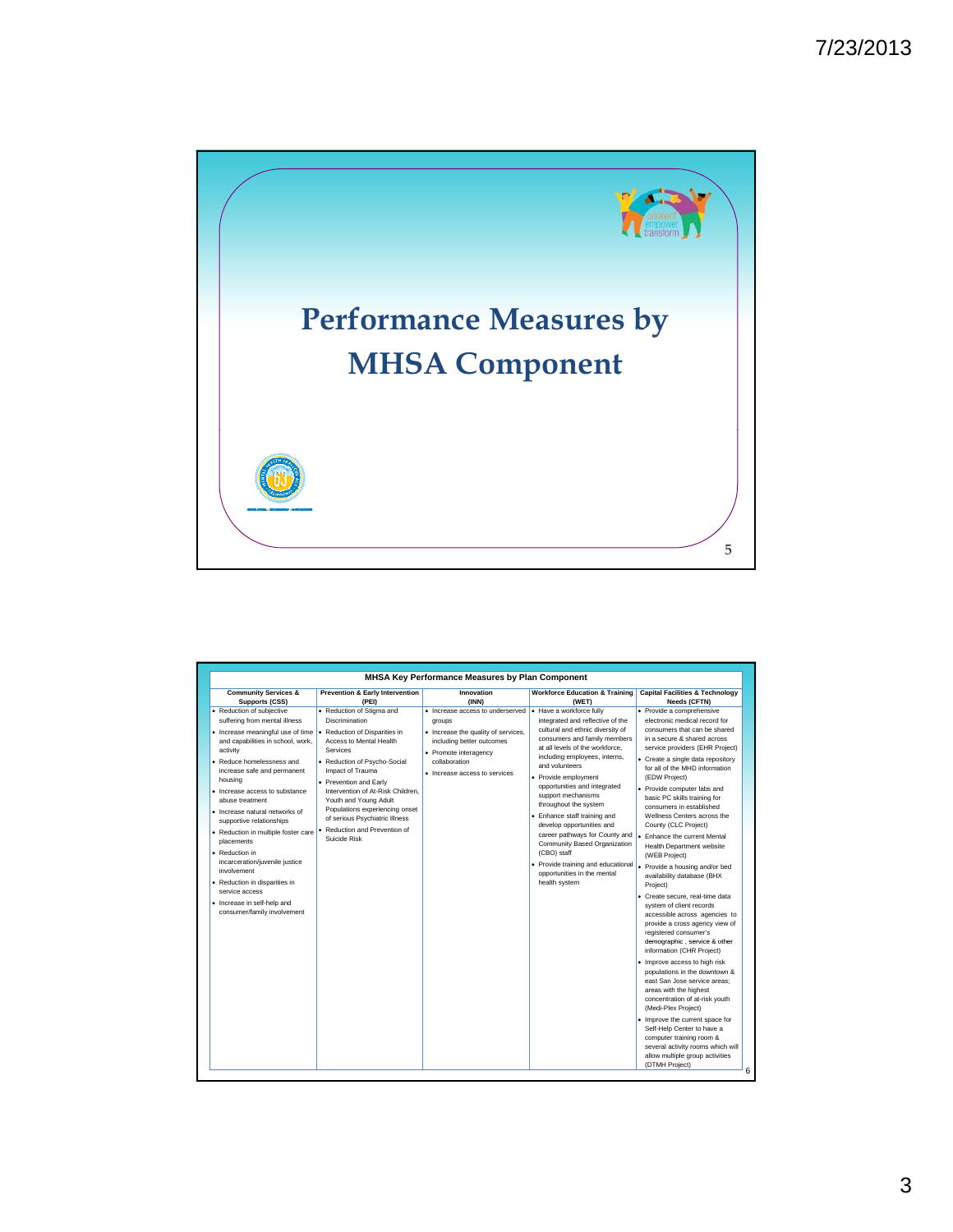# Performance Measures by MHSA Component

## MHSA Key Performance Measures by Plan Component

| Community Services & Supports (CSS) | Prevention & Early Intervention (PEI) | Innovation (INN) | Workforce Education & Training (WET) | Capital Facilities & Technology Needs (CFTN) |
|---|---|---|---|---|
| • Reduction of subjective suffering from mental illness<br>• Increase meaningful use of time and capabilities in school, work, activity<br>• Reduce homelessness and increase safe and permanent housing<br>• Increase access to substance abuse treatment<br>• Increase natural networks of supportive relationships<br>• Reduction in multiple foster care placements<br>• Reduction in incarceration/juvenile justice involvement<br>• Reduction in disparities in service access<br>• Increase in self-help and consumer/family involvement | • Reduction of Stigma and Discrimination<br>• Reduction of Disparities in Access to Mental Health Services<br>• Reduction of Psycho-Social Impact of Trauma<br>• Prevention and Early Intervention of At-Risk Children, Youth and Young Adult Populations experiencing onset of serious Psychiatric Illness<br>• Reduction and Prevention of Suicide Risk | • Increase access to underserved groups<br>• Increase the quality of services, including better outcomes<br>• Promote interagency collaboration<br>• Increase access to services | • Have a workforce fully integrated and reflective of the cultural and ethnic diversity of consumers and family members at all levels of the workforce, including employees, interns, and volunteers<br>• Provide employment opportunities and integrated support mechanisms throughout the system<br>• Enhance staff training and develop opportunities and career pathways for County and Community Based Organization (CBO) staff<br>• Provide training and educational opportunities in the mental health system | • Provide a comprehensive electronic medical record for consumers that can be shared in a secure & shared across service providers (EHR Project)<br>• Create a single data repository for all of the MHD information (EDW Project)<br>• Provide computer labs and basic PC skills training for consumers in established Wellness Centers across the County (CLC Project)<br>• Enhance the current Mental Health Department website (WEB Project)<br>• Provide a housing and/or bed availability database (BHX Project)<br>• Create secure, real-time data system of client records accessible across agencies to provide a cross agency view of registered consumer's demographic, service & other information (CHR Project)<br>• Improve access to high risk populations in the downtown & east San Jose service areas; areas with the highest concentration of at-risk youth (Medi-Plex Project)<br>• Improve the current space for Self-Help Center to have a computer training room & several activity rooms which will allow multiple group activities (DTMH Project) |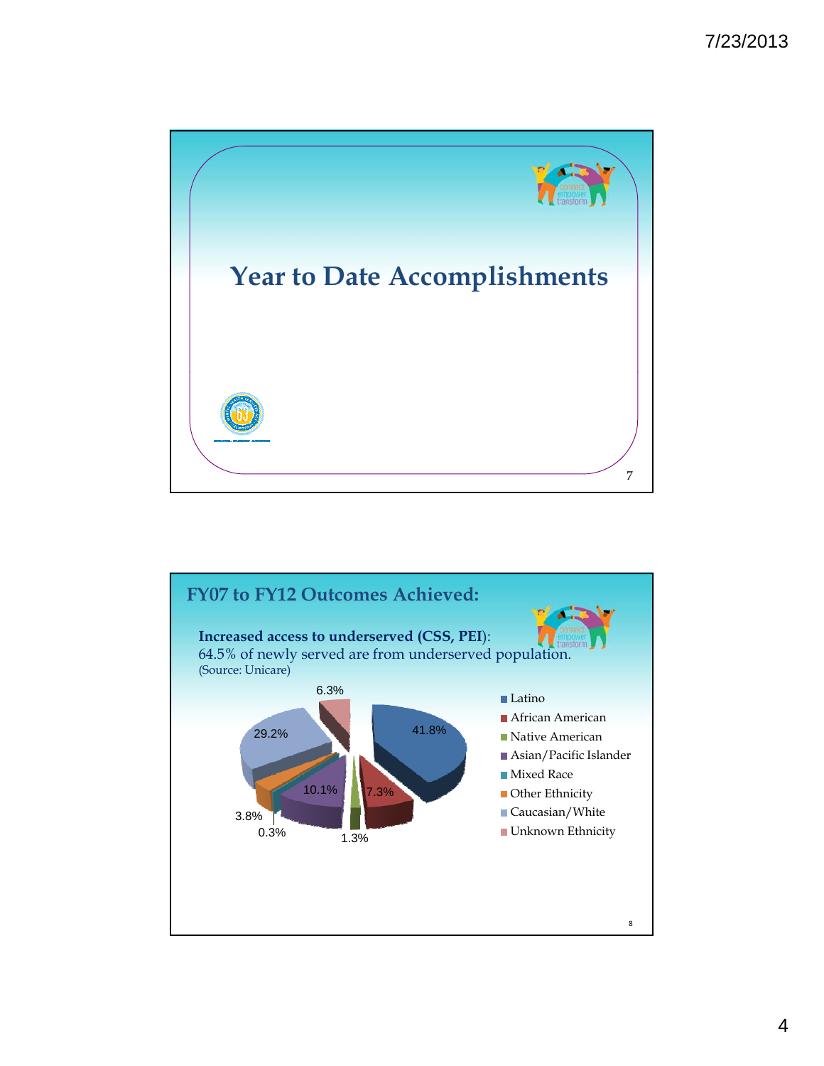# Year to Date Accomplishments

## FY07 to FY12 Outcomes Achieved:

**Increased access to underserved (CSS, PEI)**:
64.5% of newly served are from underserved population.
(Source: Unicare)

| Ethnicity | Percentage |
|---|---|
| Latino | 41.8% |
| African American | 7.3% |
| Native American | 1.3% |
| Asian/Pacific Islander | 10.1% |
| Mixed Race | 0.3% |
| Other Ethnicity | 3.8% |
| Caucasian/White | 29.2% |
| Unknown Ethnicity | 6.3% |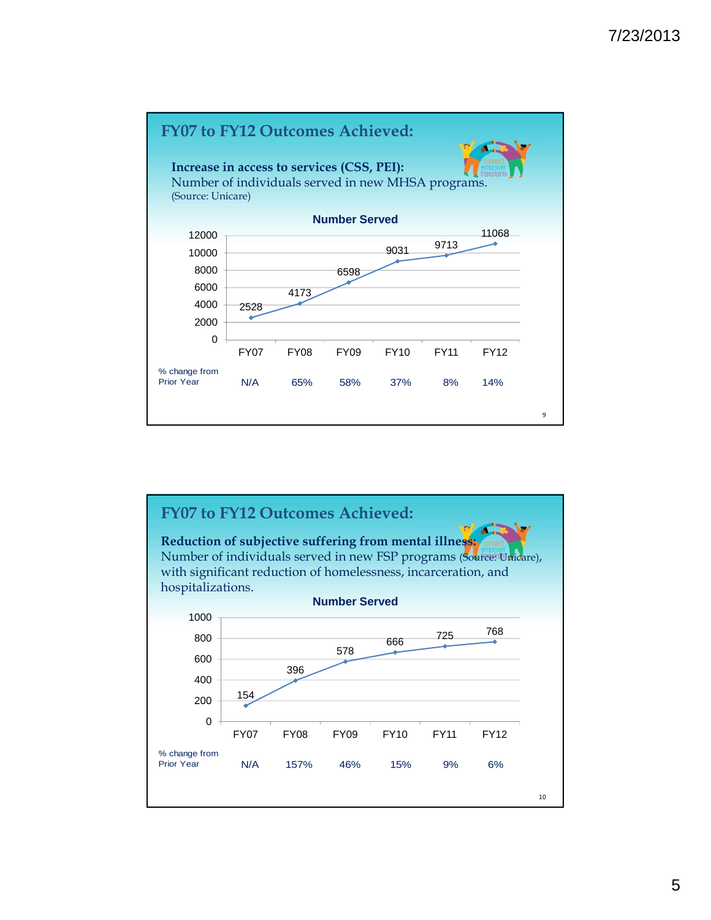## FY07 to FY12 Outcomes Achieved:

**Increase in access to services (CSS, PEI):**
Number of individuals served in new MHSA programs.
(Source: Unicare)

**Number Served**

| | FY07 | FY08 | FY09 | FY10 | FY11 | FY12 |
|---|---|---|---|---|---|---|
| Number Served | 2528 | 4173 | 6598 | 9031 | 9713 | 11068 |
| % change from Prior Year | N/A | 65% | 58% | 37% | 8% | 14% |

## FY07 to FY12 Outcomes Achieved:

**Reduction of subjective suffering from mental illness:**
Number of individuals served in new FSP programs (Source: Unicare), with significant reduction of homelessness, incarceration, and hospitalizations.

**Number Served**

| | FY07 | FY08 | FY09 | FY10 | FY11 | FY12 |
|---|---|---|---|---|---|---|
| Number Served | 154 | 396 | 578 | 666 | 725 | 768 |
| % change from Prior Year | N/A | 157% | 46% | 15% | 9% | 6% |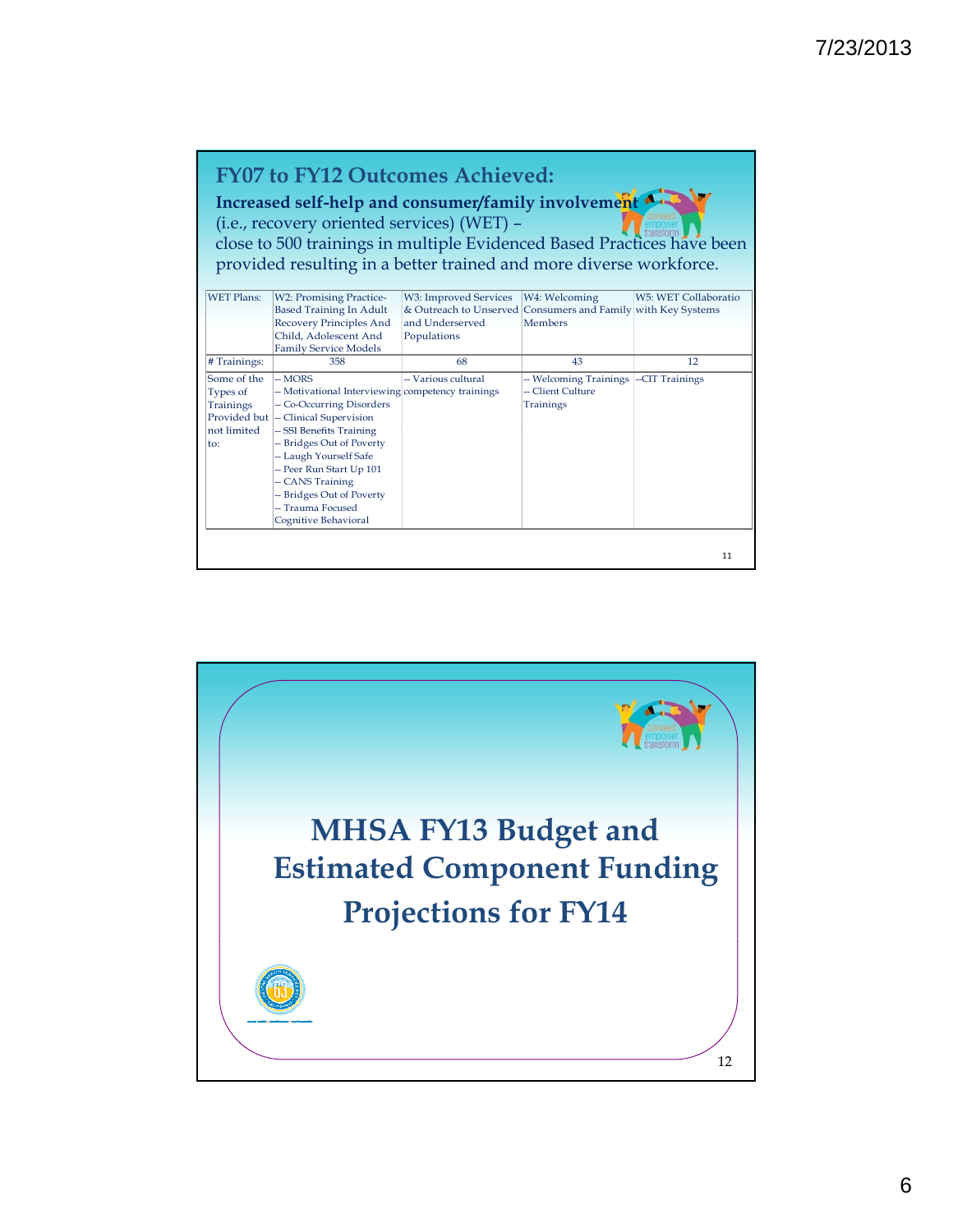## FY07 to FY12 Outcomes Achieved:

**Increased self-help and consumer/family involvement** (i.e., recovery oriented services) (WET) – close to 500 trainings in multiple Evidenced Based Practices have been provided resulting in a better trained and more diverse workforce.

| WET Plans: | W2: Promising Practice-Based Training In Adult Recovery Principles And Child, Adolescent And Family Service Models | W3: Improved Services & Outreach to Unserved and Underserved Populations | W4: Welcoming Consumers and Family Members | W5: WET Collaboratio with Key Systems |
|---|---|---|---|---|
| # Trainings: | 358 | 68 | 43 | 12 |
| Some of the Types of Trainings Provided but not limited to: | -- MORS<br>-- Motivational Interviewing<br>-- Co-Occurring Disorders<br>-- Clinical Supervision<br>-- SSI Benefits Training<br>-- Bridges Out of Poverty<br>-- Laugh Yourself Safe<br>-- Peer Run Start Up 101<br>-- CANS Training<br>-- Bridges Out of Poverty<br>-- Trauma Focused Cognitive Behavioral | -- Various cultural competency trainings | -- Welcoming Trainings<br>-- Client Culture Trainings | --CIT Trainings |

# MHSA FY13 Budget and Estimated Component Funding Projections for FY14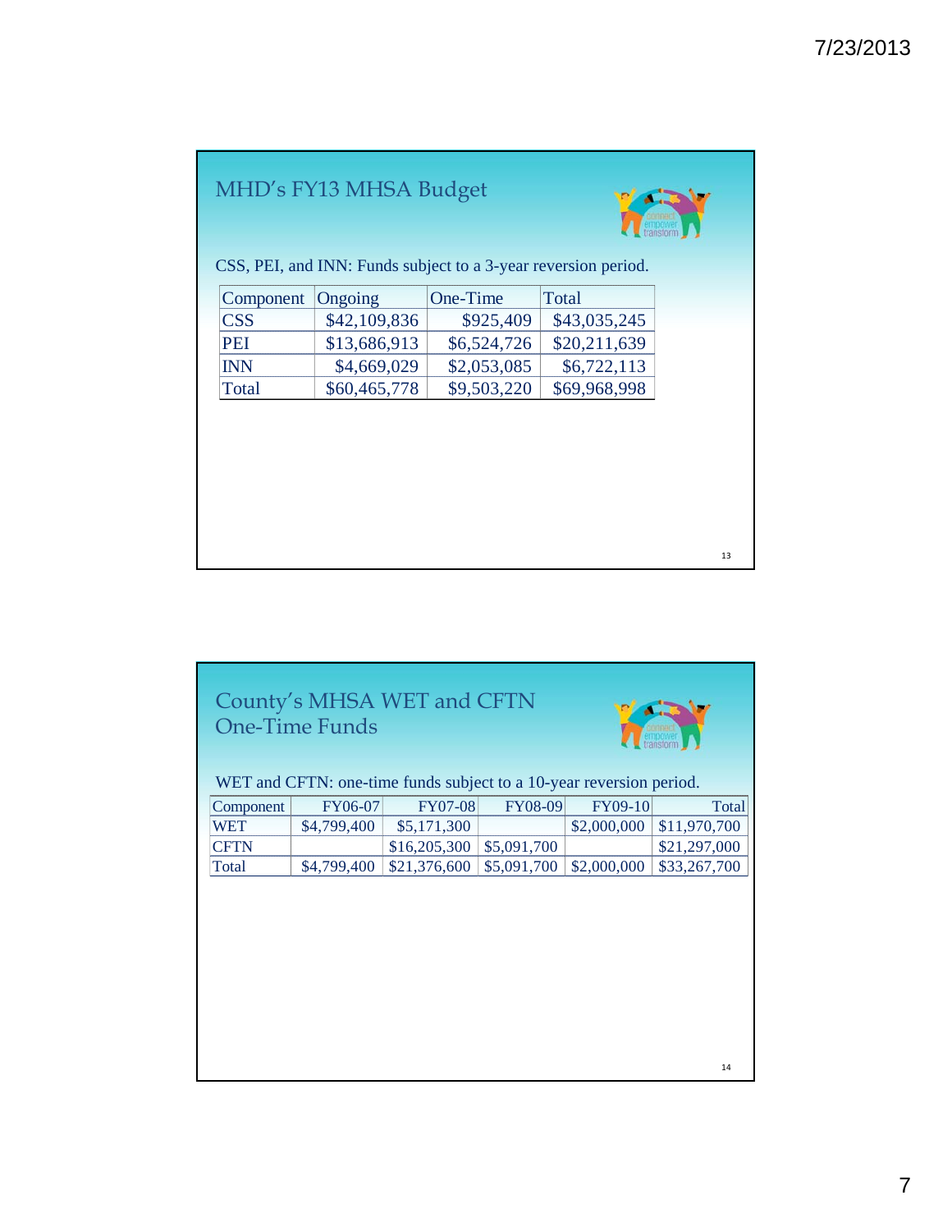## MHD's FY13 MHSA Budget

CSS, PEI, and INN: Funds subject to a 3-year reversion period.

| Component | Ongoing | One-Time | Total |
|---|---|---|---|
| CSS | $42,109,836 | $925,409 | $43,035,245 |
| PEI | $13,686,913 | $6,524,726 | $20,211,639 |
| INN | $4,669,029 | $2,053,085 | $6,722,113 |
| Total | $60,465,778 | $9,503,220 | $69,968,998 |

## County's MHSA WET and CFTN One-Time Funds

WET and CFTN: one-time funds subject to a 10-year reversion period.

| Component | FY06-07 | FY07-08 | FY08-09 | FY09-10 | Total |
|---|---|---|---|---|---|
| WET | $4,799,400 | $5,171,300 | | $2,000,000 | $11,970,700 |
| CFTN | | $16,205,300 | $5,091,700 | | $21,297,000 |
| Total | $4,799,400 | $21,376,600 | $5,091,700 | $2,000,000 | $33,267,700 |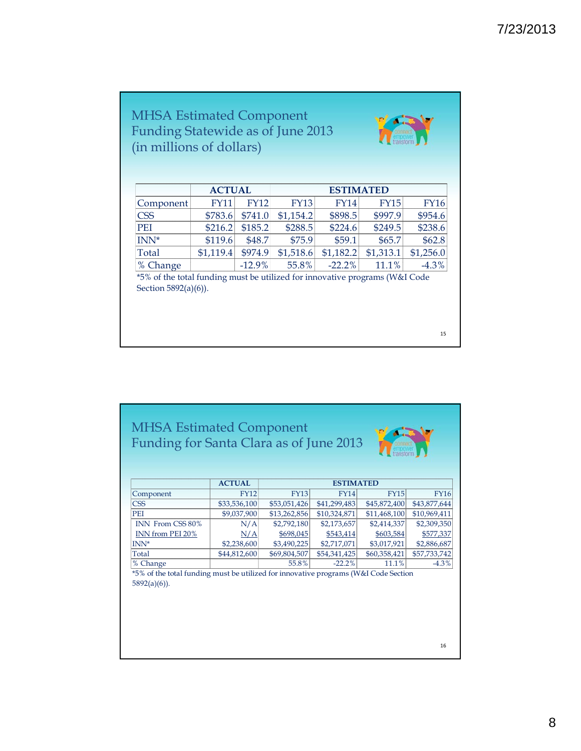## MHSA Estimated Component Funding Statewide as of June 2013 (in millions of dollars)

| | ACTUAL | | ESTIMATED | | | |
|---|---|---|---|---|---|---|
| Component | FY11 | FY12 | FY13 | FY14 | FY15 | FY16 |
| CSS | $783.6 | $741.0 | $1,154.2 | $898.5 | $997.9 | $954.6 |
| PEI | $216.2 | $185.2 | $288.5 | $224.6 | $249.5 | $238.6 |
| INN* | $119.6 | $48.7 | $75.9 | $59.1 | $65.7 | $62.8 |
| Total | $1,119.4 | $974.9 | $1,518.6 | $1,182.2 | $1,313.1 | $1,256.0 |
| % Change | | -12.9% | 55.8% | -22.2% | 11.1% | -4.3% |

*5% of the total funding must be utilized for innovative programs (W&I Code Section 5892(a)(6)).

## MHSA Estimated Component Funding for Santa Clara as of June 2013

| | ACTUAL | ESTIMATED | | | |
|---|---|---|---|---|---|
| Component | FY12 | FY13 | FY14 | FY15 | FY16 |
| CSS | $33,536,100 | $53,051,426 | $41,299,483 | $45,872,400 | $43,877,644 |
| PEI | $9,037,900 | $13,262,856 | $10,324,871 | $11,468,100 | $10,969,411 |
| INN From CSS 80% | N/A | $2,792,180 | $2,173,657 | $2,414,337 | $2,309,350 |
| INN from PEI 20% | N/A | $698,045 | $543,414 | $603,584 | $577,337 |
| INN* | $2,238,600 | $3,490,225 | $2,717,071 | $3,017,921 | $2,886,687 |
| Total | $44,812,600 | $69,804,507 | $54,341,425 | $60,358,421 | $57,733,742 |
| % Change | | 55.8% | -22.2% | 11.1% | -4.3% |

*5% of the total funding must be utilized for innovative programs (W&I Code Section 5892(a)(6)).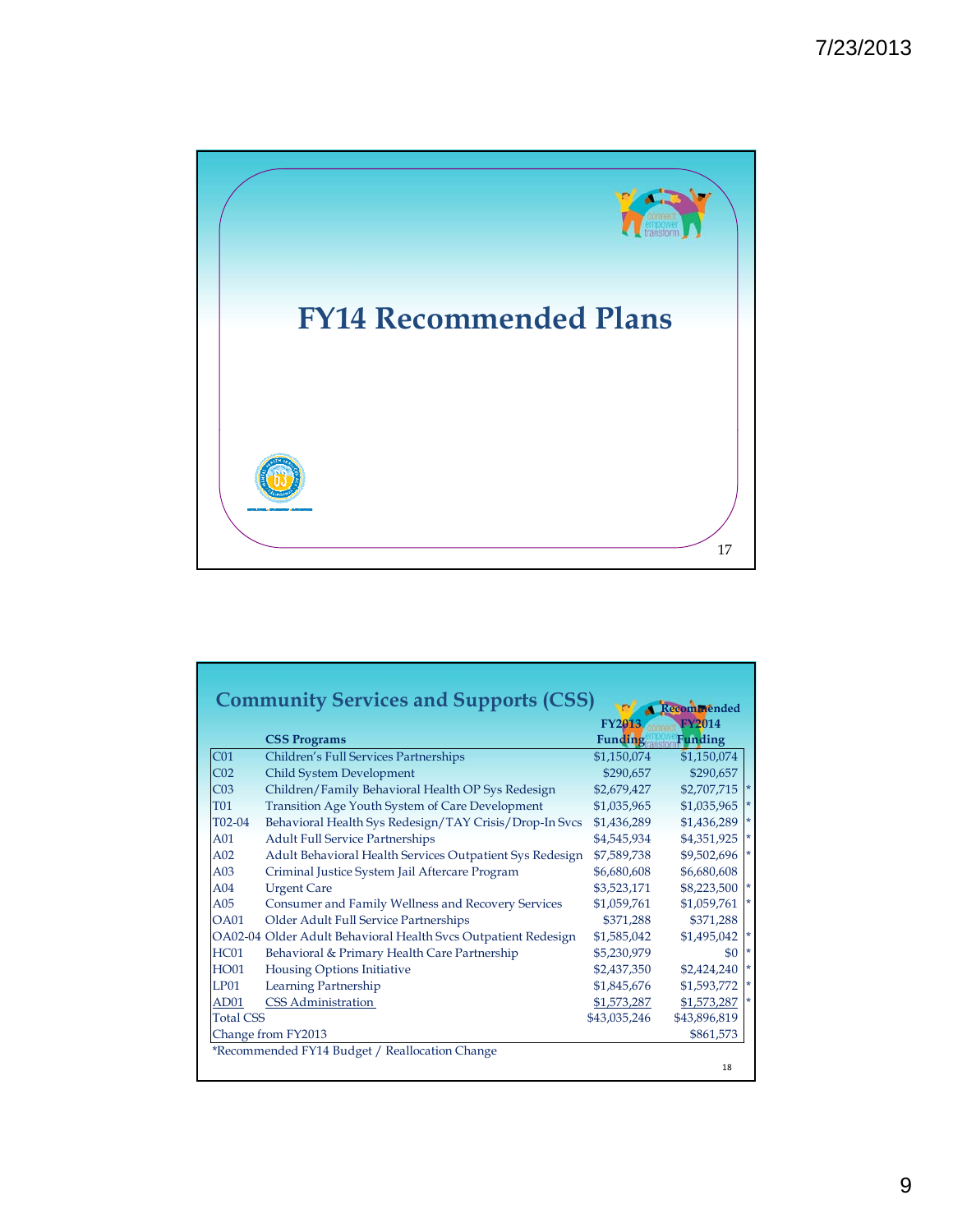# FY14 Recommended Plans

## Community Services and Supports (CSS)

| | CSS Programs | FY2013 Funding | Recommended FY2014 Funding | |
|---|---|---|---|---|
| C01 | Children's Full Services Partnerships | $1,150,074 | $1,150,074 | |
| C02 | Child System Development | $290,657 | $290,657 | |
| C03 | Children/Family Behavioral Health OP Sys Redesign | $2,679,427 | $2,707,715 | * |
| T01 | Transition Age Youth System of Care Development | $1,035,965 | $1,035,965 | * |
| T02-04 | Behavioral Health Sys Redesign/TAY Crisis/Drop-In Svcs | $1,436,289 | $1,436,289 | * |
| A01 | Adult Full Service Partnerships | $4,545,934 | $4,351,925 | * |
| A02 | Adult Behavioral Health Services Outpatient Sys Redesign | $7,589,738 | $9,502,696 | * |
| A03 | Criminal Justice System Jail Aftercare Program | $6,680,608 | $6,680,608 | |
| A04 | Urgent Care | $3,523,171 | $8,223,500 | * |
| A05 | Consumer and Family Wellness and Recovery Services | $1,059,761 | $1,059,761 | * |
| OA01 | Older Adult Full Service Partnerships | $371,288 | $371,288 | |
| OA02-04 | Older Adult Behavioral Health Svcs Outpatient Redesign | $1,585,042 | $1,495,042 | * |
| HC01 | Behavioral & Primary Health Care Partnership | $5,230,979 | $0 | * |
| HO01 | Housing Options Initiative | $2,437,350 | $2,424,240 | * |
| LP01 | Learning Partnership | $1,845,676 | $1,593,772 | * |
| AD01 | CSS Administration | $1,573,287 | $1,573,287 | * |
| Total CSS | | $43,035,246 | $43,896,819 | |
| Change from FY2013 | | | $861,573 | |

*Recommended FY14 Budget / Reallocation Change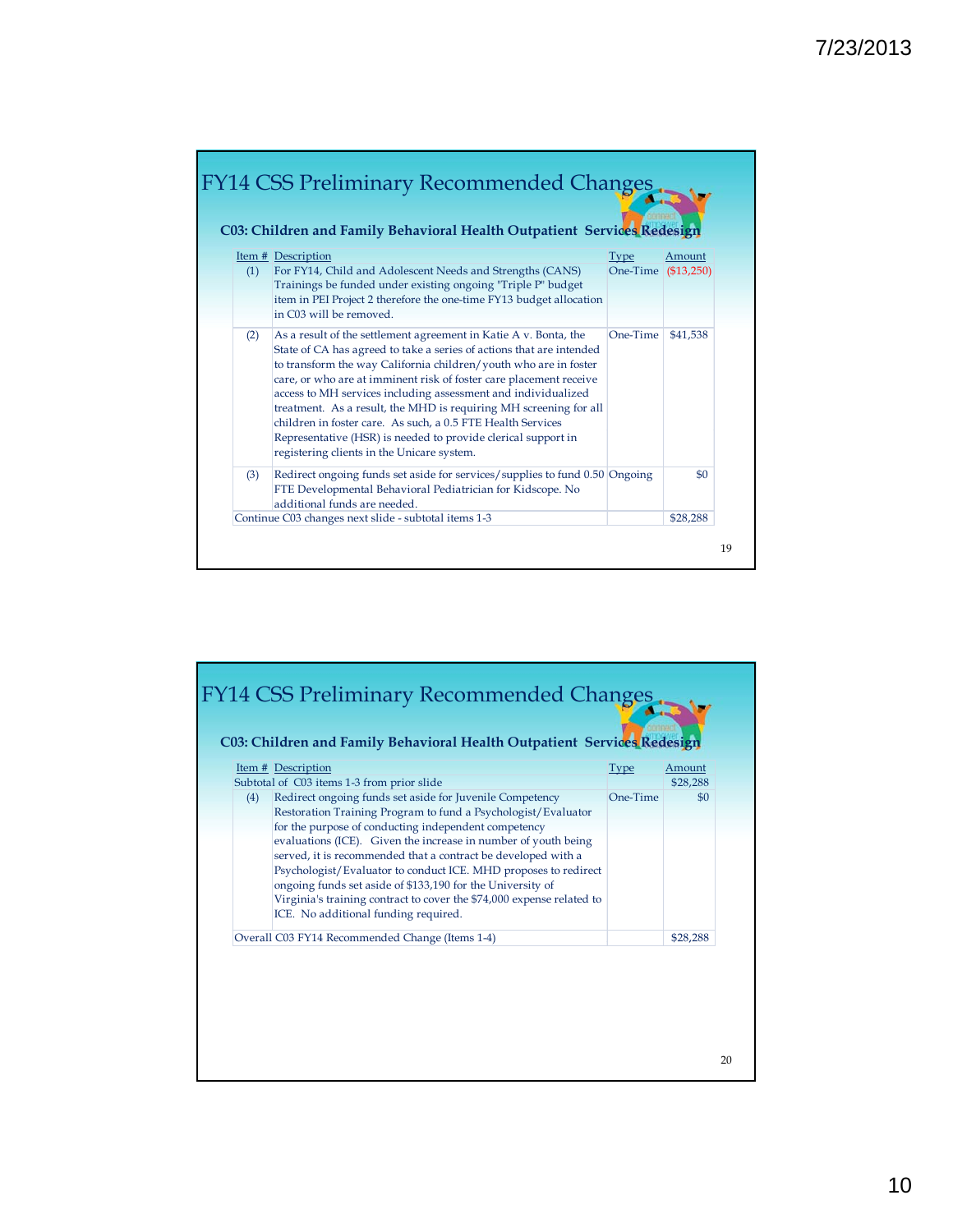## FY14 CSS Preliminary Recommended Changes

### C03: Children and Family Behavioral Health Outpatient Services Redesign

| Item # | Description | Type | Amount |
|---|---|---|---|
| (1) | For FY14, Child and Adolescent Needs and Strengths (CANS) Trainings be funded under existing ongoing "Triple P" budget item in PEI Project 2 therefore the one-time FY13 budget allocation in C03 will be removed. | One-Time | ($13,250) |
| (2) | As a result of the settlement agreement in Katie A v. Bonta, the State of CA has agreed to take a series of actions that are intended to transform the way California children/youth who are in foster care, or who are at imminent risk of foster care placement receive access to MH services including assessment and individualized treatment. As a result, the MHD is requiring MH screening for all children in foster care. As such, a 0.5 FTE Health Services Representative (HSR) is needed to provide clerical support in registering clients in the Unicare system. | One-Time | $41,538 |
| (3) | Redirect ongoing funds set aside for services/supplies to fund 0.50 FTE Developmental Behavioral Pediatrician for Kidscope. No additional funds are needed. | Ongoing | $0 |
| Continue C03 changes next slide - subtotal items 1-3 | | | $28,288 |

## FY14 CSS Preliminary Recommended Changes

### C03: Children and Family Behavioral Health Outpatient Services Redesign

| Item # | Description | Type | Amount |
|---|---|---|---|
| Subtotal of C03 items 1-3 from prior slide | | | $28,288 |
| (4) | Redirect ongoing funds set aside for Juvenile Competency Restoration Training Program to fund a Psychologist/Evaluator for the purpose of conducting independent competency evaluations (ICE). Given the increase in number of youth being served, it is recommended that a contract be developed with a Psychologist/Evaluator to conduct ICE. MHD proposes to redirect ongoing funds set aside of $133,190 for the University of Virginia's training contract to cover the $74,000 expense related to ICE. No additional funding required. | One-Time | $0 |
| Overall C03 FY14 Recommended Change (Items 1-4) | | | $28,288 |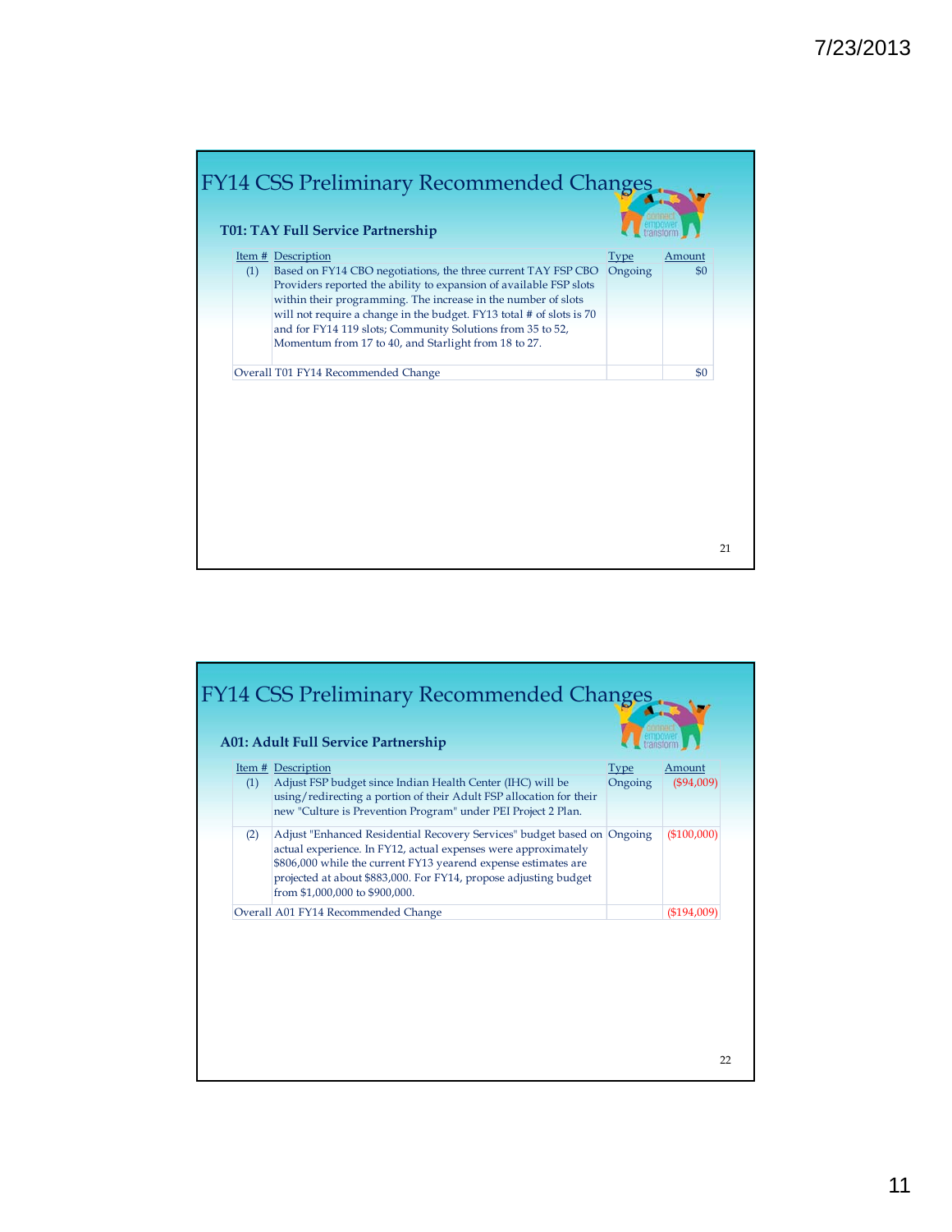## FY14 CSS Preliminary Recommended Changes

### T01: TAY Full Service Partnership

| Item # | Description | Type | Amount |
|---|---|---|---|
| (1) | Based on FY14 CBO negotiations, the three current TAY FSP CBO Providers reported the ability to expansion of available FSP slots within their programming. The increase in the number of slots will not require a change in the budget. FY13 total # of slots is 70 and for FY14 119 slots; Community Solutions from 35 to 52, Momentum from 17 to 40, and Starlight from 18 to 27. | Ongoing | $0 |
| Overall T01 FY14 Recommended Change | | | $0 |

## FY14 CSS Preliminary Recommended Changes

### A01: Adult Full Service Partnership

| Item # | Description | Type | Amount |
|---|---|---|---|
| (1) | Adjust FSP budget since Indian Health Center (IHC) will be using/redirecting a portion of their Adult FSP allocation for their new "Culture is Prevention Program" under PEI Project 2 Plan. | Ongoing | ($94,009) |
| (2) | Adjust "Enhanced Residential Recovery Services" budget based on actual experience. In FY12, actual expenses were approximately $806,000 while the current FY13 yearend expense estimates are projected at about $883,000. For FY14, propose adjusting budget from $1,000,000 to $900,000. | Ongoing | ($100,000) |
| Overall A01 FY14 Recommended Change | | | ($194,009) |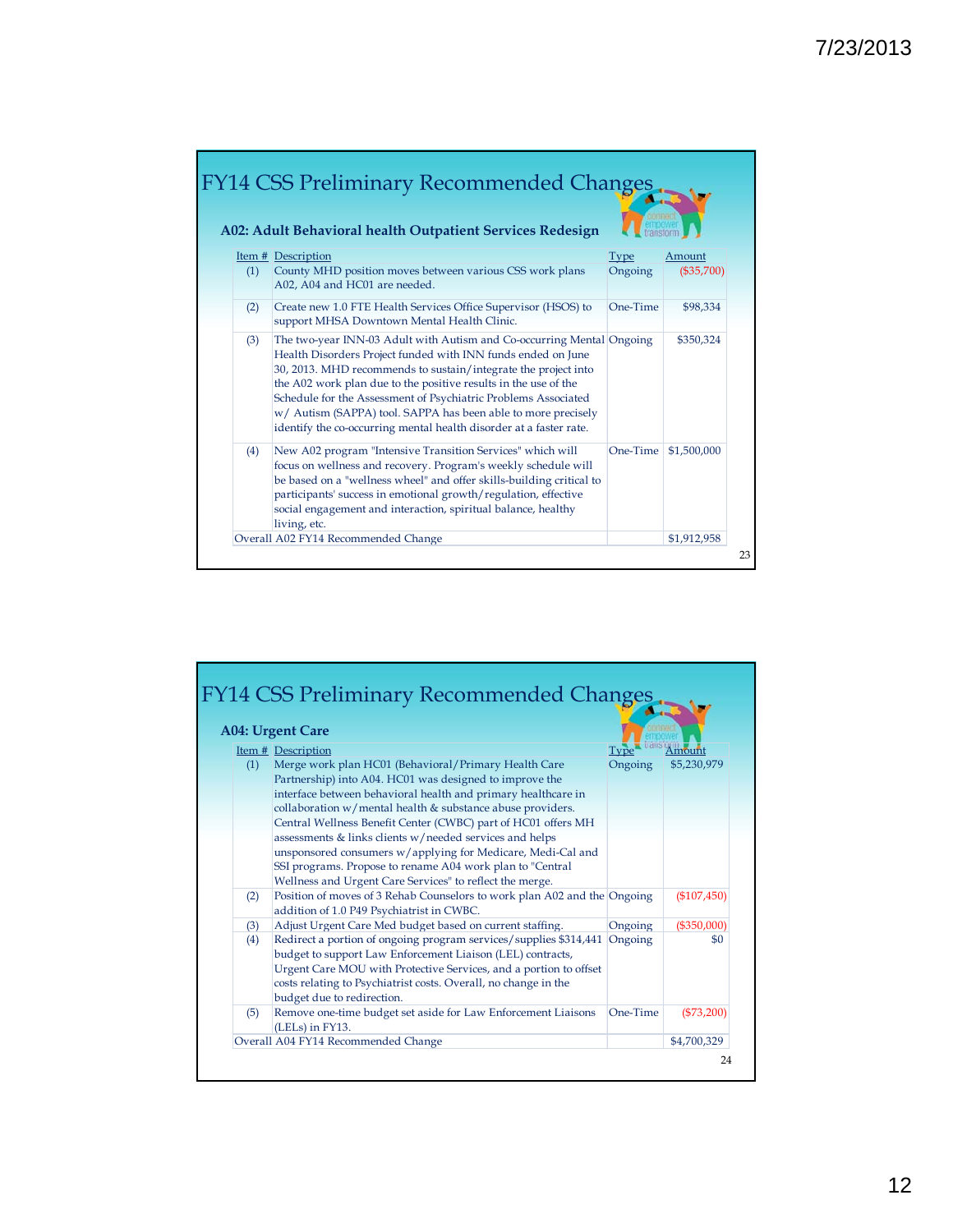# FY14 CSS Preliminary Recommended Changes

### A02: Adult Behavioral health Outpatient Services Redesign

| Item # | Description | Type | Amount |
|---|---|---|---|
| (1) | County MHD position moves between various CSS work plans A02, A04 and HC01 are needed. | Ongoing | ($35,700) |
| (2) | Create new 1.0 FTE Health Services Office Supervisor (HSOS) to support MHSA Downtown Mental Health Clinic. | One-Time | $98,334 |
| (3) | The two-year INN-03 Adult with Autism and Co-occurring Mental Health Disorders Project funded with INN funds ended on June 30, 2013. MHD recommends to sustain/integrate the project into the A02 work plan due to the positive results in the use of the Schedule for the Assessment of Psychiatric Problems Associated w/ Autism (SAPPA) tool. SAPPA has been able to more precisely identify the co-occurring mental health disorder at a faster rate. | Ongoing | $350,324 |
| (4) | New A02 program "Intensive Transition Services" which will focus on wellness and recovery. Program's weekly schedule will be based on a "wellness wheel" and offer skills-building critical to participants' success in emotional growth/regulation, effective social engagement and interaction, spiritual balance, healthy living, etc. | One-Time | $1,500,000 |
| Overall A02 FY14 Recommended Change | | | $1,912,958 |

# FY14 CSS Preliminary Recommended Changes

### A04: Urgent Care

| Item # | Description | Type | Amount |
|---|---|---|---|
| (1) | Merge work plan HC01 (Behavioral/Primary Health Care Partnership) into A04. HC01 was designed to improve the interface between behavioral health and primary healthcare in collaboration w/mental health & substance abuse providers. Central Wellness Benefit Center (CWBC) part of HC01 offers MH assessments & links clients w/needed services and helps unsponsored consumers w/applying for Medicare, Medi-Cal and SSI programs. Propose to rename A04 work plan to "Central Wellness and Urgent Care Services" to reflect the merge. | Ongoing | $5,230,979 |
| (2) | Position of moves of 3 Rehab Counselors to work plan A02 and the addition of 1.0 P49 Psychiatrist in CWBC. | Ongoing | ($107,450) |
| (3) | Adjust Urgent Care Med budget based on current staffing. | Ongoing | ($350,000) |
| (4) | Redirect a portion of ongoing program services/supplies $314,441 budget to support Law Enforcement Liaison (LEL) contracts, Urgent Care MOU with Protective Services, and a portion to offset costs relating to Psychiatrist costs. Overall, no change in the budget due to redirection. | Ongoing | $0 |
| (5) | Remove one-time budget set aside for Law Enforcement Liaisons (LELs) in FY13. | One-Time | ($73,200) |
| Overall A04 FY14 Recommended Change | | | $4,700,329 |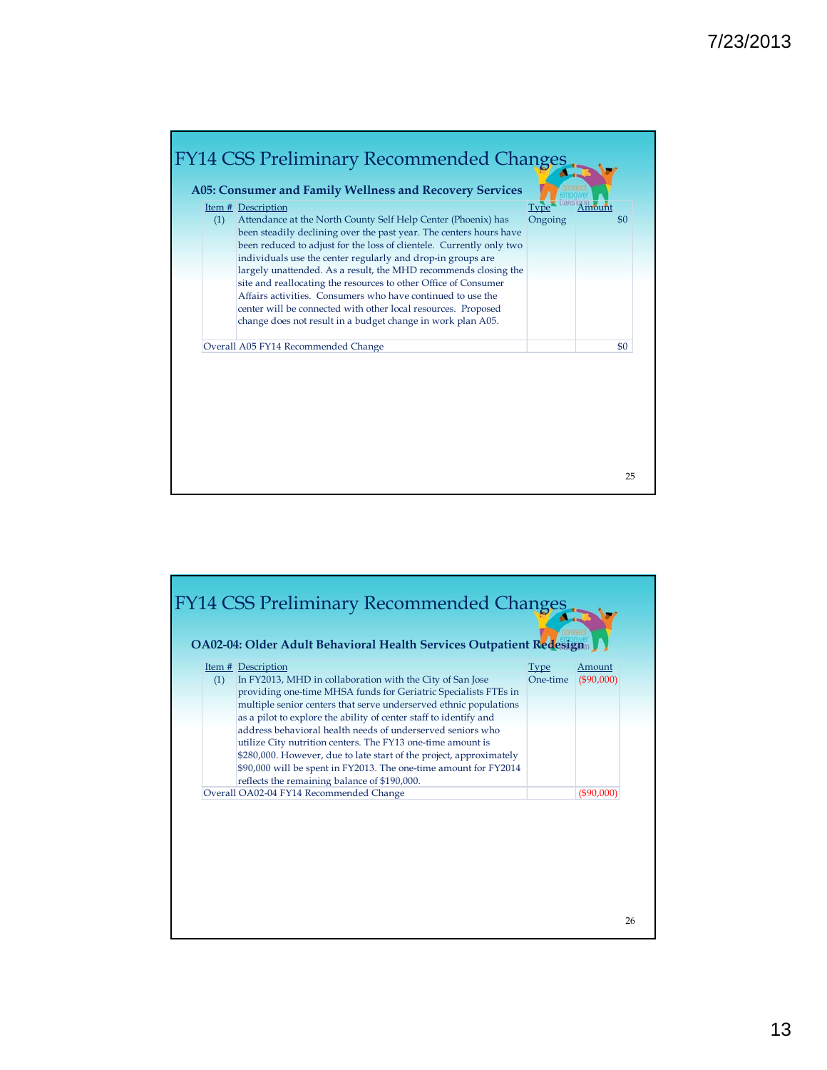## FY14 CSS Preliminary Recommended Changes

### A05: Consumer and Family Wellness and Recovery Services

| Item # | Description | Type | Amount |
|---|---|---|---|
| (1) | Attendance at the North County Self Help Center (Phoenix) has been steadily declining over the past year. The centers hours have been reduced to adjust for the loss of clientele. Currently only two individuals use the center regularly and drop-in groups are largely unattended. As a result, the MHD recommends closing the site and reallocating the resources to other Office of Consumer Affairs activities. Consumers who have continued to use the center will be connected with other local resources. Proposed change does not result in a budget change in work plan A05. | Ongoing | $0 |
| Overall A05 FY14 Recommended Change | | | $0 |

## FY14 CSS Preliminary Recommended Changes

### OA02-04: Older Adult Behavioral Health Services Outpatient Redesign

| Item # | Description | Type | Amount |
|---|---|---|---|
| (1) | In FY2013, MHD in collaboration with the City of San Jose providing one-time MHSA funds for Geriatric Specialists FTEs in multiple senior centers that serve underserved ethnic populations as a pilot to explore the ability of center staff to identify and address behavioral health needs of underserved seniors who utilize City nutrition centers. The FY13 one-time amount is $280,000. However, due to late start of the project, approximately $90,000 will be spent in FY2013. The one-time amount for FY2014 reflects the remaining balance of $190,000. | One-time | ($90,000) |
| Overall OA02-04 FY14 Recommended Change | | | ($90,000) |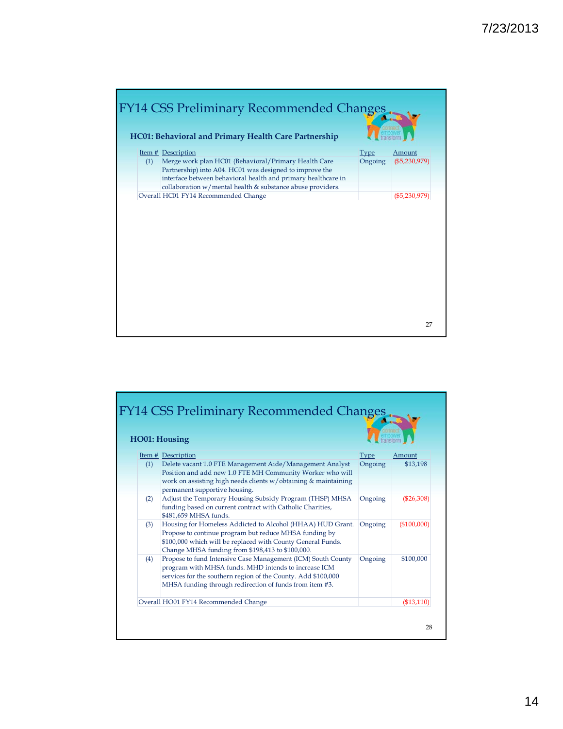## FY14 CSS Preliminary Recommended Changes

### HC01: Behavioral and Primary Health Care Partnership

| Item # | Description | Type | Amount |
|---|---|---|---|
| (1) | Merge work plan HC01 (Behavioral/Primary Health Care Partnership) into A04. HC01 was designed to improve the interface between behavioral health and primary healthcare in collaboration w/mental health & substance abuse providers. | Ongoing | ($5,230,979) |
| Overall HC01 FY14 Recommended Change | | | ($5,230,979) |

## FY14 CSS Preliminary Recommended Changes

### HO01: Housing

| Item # | Description | Type | Amount |
|---|---|---|---|
| (1) | Delete vacant 1.0 FTE Management Aide/Management Analyst Position and add new 1.0 FTE MH Community Worker who will work on assisting high needs clients w/obtaining & maintaining permanent supportive housing. | Ongoing | $13,198 |
| (2) | Adjust the Temporary Housing Subsidy Program (THSP) MHSA funding based on current contract with Catholic Charities, $481,659 MHSA funds. | Ongoing | ($26,308) |
| (3) | Housing for Homeless Addicted to Alcohol (HHAA) HUD Grant. Propose to continue program but reduce MHSA funding by $100,000 which will be replaced with County General Funds. Change MHSA funding from $198,413 to $100,000. | Ongoing | ($100,000) |
| (4) | Propose to fund Intensive Case Management (ICM) South County program with MHSA funds. MHD intends to increase ICM services for the southern region of the County. Add $100,000 MHSA funding through redirection of funds from item #3. | Ongoing | $100,000 |
| Overall HO01 FY14 Recommended Change | | | ($13,110) |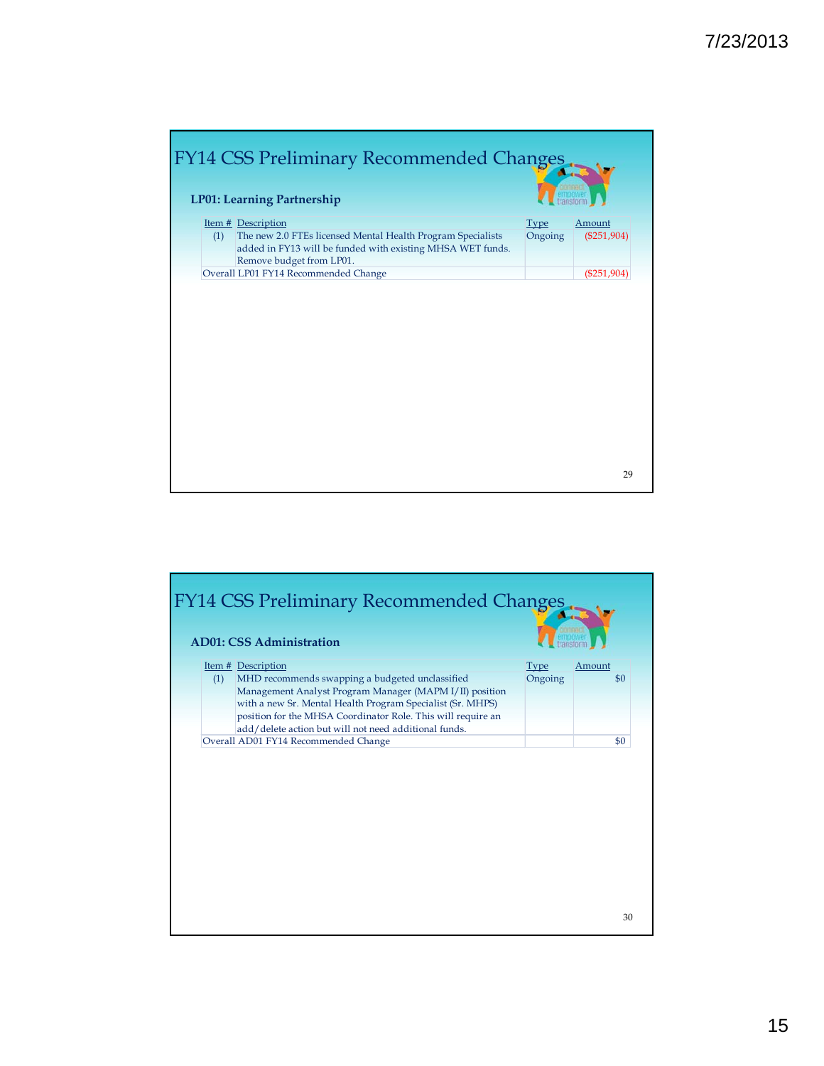## FY14 CSS Preliminary Recommended Changes

### LP01: Learning Partnership

| Item # | Description | Type | Amount |
|---|---|---|---|
| (1) | The new 2.0 FTEs licensed Mental Health Program Specialists added in FY13 will be funded with existing MHSA WET funds. Remove budget from LP01. | Ongoing | ($251,904) |
| Overall LP01 FY14 Recommended Change | | | ($251,904) |

## FY14 CSS Preliminary Recommended Changes

### AD01: CSS Administration

| Item # | Description | Type | Amount |
|---|---|---|---|
| (1) | MHD recommends swapping a budgeted unclassified Management Analyst Program Manager (MAPM I/II) position with a new Sr. Mental Health Program Specialist (Sr. MHPS) position for the MHSA Coordinator Role. This will require an add/delete action but will not need additional funds. | Ongoing | $0 |
| Overall AD01 FY14 Recommended Change | | | $0 |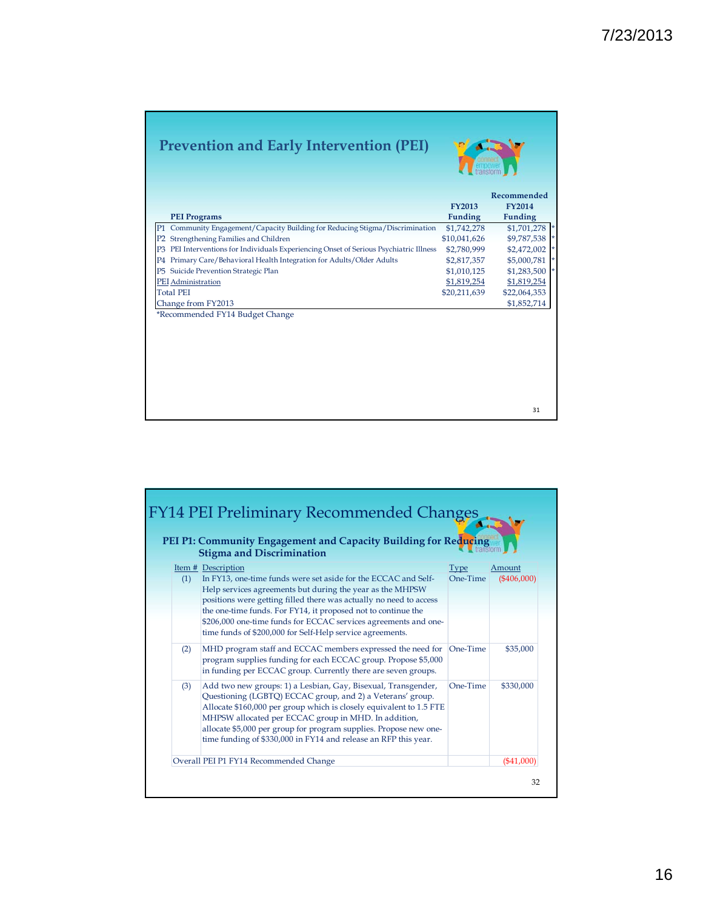## Prevention and Early Intervention (PEI)

| PEI Programs | FY2013 Funding | Recommended FY2014 Funding | |
|---|---|---|---|
| P1 Community Engagement/Capacity Building for Reducing Stigma/Discrimination | $1,742,278 | $1,701,278 | * |
| P2 Strengthening Families and Children | $10,041,626 | $9,787,538 | * |
| P3 PEI Interventions for Individuals Experiencing Onset of Serious Psychiatric Illness | $2,780,999 | $2,472,002 | * |
| P4 Primary Care/Behavioral Health Integration for Adults/Older Adults | $2,817,357 | $5,000,781 | * |
| P5 Suicide Prevention Strategic Plan | $1,010,125 | $1,283,500 | * |
| PEI Administration | $1,819,254 | $1,819,254 | |
| Total PEI | $20,211,639 | $22,064,353 | |
| Change from FY2013 | | $1,852,714 | |

*Recommended FY14 Budget Change

## FY14 PEI Preliminary Recommended Changes

### PEI P1: Community Engagement and Capacity Building for Reducing Stigma and Discrimination

| Item # | Description | Type | Amount |
|---|---|---|---|
| (1) | In FY13, one-time funds were set aside for the ECCAC and Self-Help services agreements but during the year as the MHPSW positions were getting filled there was actually no need to access the one-time funds. For FY14, it proposed not to continue the $206,000 one-time funds for ECCAC services agreements and one-time funds of $200,000 for Self-Help service agreements. | One-Time | ($406,000) |
| (2) | MHD program staff and ECCAC members expressed the need for program supplies funding for each ECCAC group. Propose $5,000 in funding per ECCAC group. Currently there are seven groups. | One-Time | $35,000 |
| (3) | Add two new groups: 1) a Lesbian, Gay, Bisexual, Transgender, Questioning (LGBTQ) ECCAC group, and 2) a Veterans' group. Allocate $160,000 per group which is closely equivalent to 1.5 FTE MHPSW allocated per ECCAC group in MHD. In addition, allocate $5,000 per group for program supplies. Propose new one-time funding of $330,000 in FY14 and release an RFP this year. | One-Time | $330,000 |
| | Overall PEI P1 FY14 Recommended Change | | ($41,000) |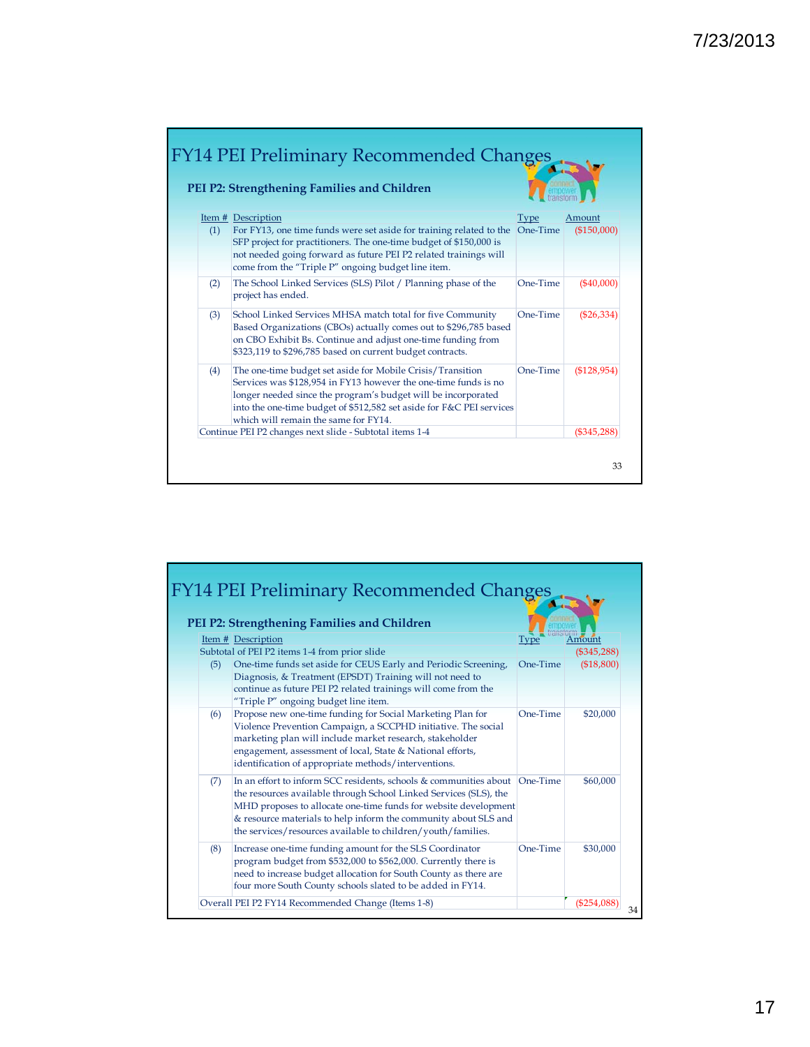## FY14 PEI Preliminary Recommended Changes

### PEI P2: Strengthening Families and Children

| Item # | Description | Type | Amount |
|---|---|---|---|
| (1) | For FY13, one time funds were set aside for training related to the SFP project for practitioners. The one-time budget of $150,000 is not needed going forward as future PEI P2 related trainings will come from the "Triple P" ongoing budget line item. | One-Time | ($150,000) |
| (2) | The School Linked Services (SLS) Pilot / Planning phase of the project has ended. | One-Time | ($40,000) |
| (3) | School Linked Services MHSA match total for five Community Based Organizations (CBOs) actually comes out to $296,785 based on CBO Exhibit Bs. Continue and adjust one-time funding from $323,119 to $296,785 based on current budget contracts. | One-Time | ($26,334) |
| (4) | The one-time budget set aside for Mobile Crisis/Transition Services was $128,954 in FY13 however the one-time funds is no longer needed since the program's budget will be incorporated into the one-time budget of $512,582 set aside for F&C PEI services which will remain the same for FY14. | One-Time | ($128,954) |
| Continue PEI P2 changes next slide - Subtotal items 1-4 | | | ($345,288) |

## FY14 PEI Preliminary Recommended Changes

### PEI P2: Strengthening Families and Children

| Item # | Description | Type | Amount |
|---|---|---|---|
| Subtotal of PEI P2 items 1-4 from prior slide | | | ($345,288) |
| (5) | One-time funds set aside for CEUS Early and Periodic Screening, Diagnosis, & Treatment (EPSDT) Training will not need to continue as future PEI P2 related trainings will come from the "Triple P" ongoing budget line item. | One-Time | ($18,800) |
| (6) | Propose new one-time funding for Social Marketing Plan for Violence Prevention Campaign, a SCCPHD initiative. The social marketing plan will include market research, stakeholder engagement, assessment of local, State & National efforts, identification of appropriate methods/interventions. | One-Time | $20,000 |
| (7) | In an effort to inform SCC residents, schools & communities about the resources available through School Linked Services (SLS), the MHD proposes to allocate one-time funds for website development & resource materials to help inform the community about SLS and the services/resources available to children/youth/families. | One-Time | $60,000 |
| (8) | Increase one-time funding amount for the SLS Coordinator program budget from $532,000 to $562,000. Currently there is need to increase budget allocation for South County as there are four more South County schools slated to be added in FY14. | One-Time | $30,000 |
| Overall PEI P2 FY14 Recommended Change (Items 1-8) | | | ($254,088) |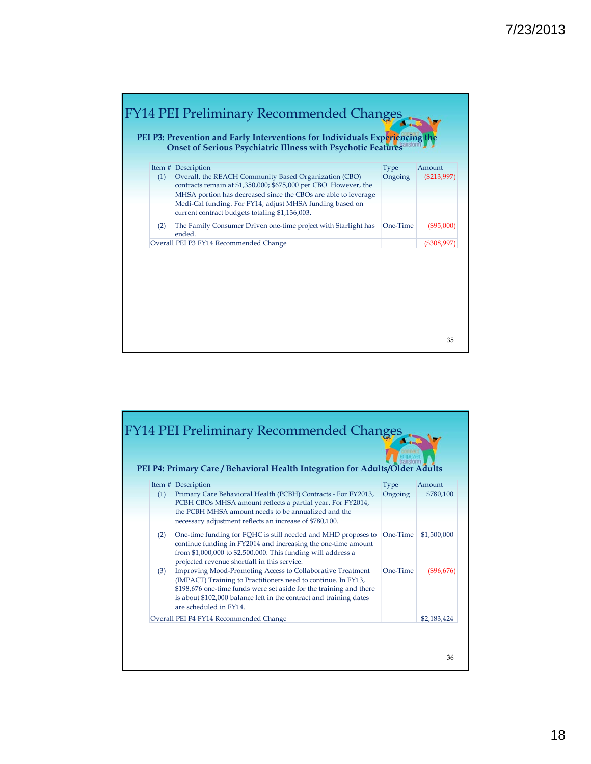## FY14 PEI Preliminary Recommended Changes

### PEI P3: Prevention and Early Interventions for Individuals Experiencing the Onset of Serious Psychiatric Illness with Psychotic Features

| Item # | Description | Type | Amount |
|---|---|---|---|
| (1) | Overall, the REACH Community Based Organization (CBO) contracts remain at $1,350,000; $675,000 per CBO. However, the MHSA portion has decreased since the CBOs are able to leverage Medi-Cal funding. For FY14, adjust MHSA funding based on current contract budgets totaling $1,136,003. | Ongoing | ($213,997) |
| (2) | The Family Consumer Driven one-time project with Starlight has ended. | One-Time | ($95,000) |
| Overall PEI P3 FY14 Recommended Change | | | ($308,997) |

## FY14 PEI Preliminary Recommended Changes

### PEI P4: Primary Care / Behavioral Health Integration for Adults/Older Adults

| Item # | Description | Type | Amount |
|---|---|---|---|
| (1) | Primary Care Behavioral Health (PCBH) Contracts - For FY2013, PCBH CBOs MHSA amount reflects a partial year. For FY2014, the PCBH MHSA amount needs to be annualized and the necessary adjustment reflects an increase of $780,100. | Ongoing | $780,100 |
| (2) | One-time funding for FQHC is still needed and MHD proposes to continue funding in FY2014 and increasing the one-time amount from $1,000,000 to $2,500,000. This funding will address a projected revenue shortfall in this service. | One-Time | $1,500,000 |
| (3) | Improving Mood-Promoting Access to Collaborative Treatment (IMPACT) Training to Practitioners need to continue. In FY13, $198,676 one-time funds were set aside for the training and there is about $102,000 balance left in the contract and training dates are scheduled in FY14. | One-Time | ($96,676) |
| Overall PEI P4 FY14 Recommended Change | | | $2,183,424 |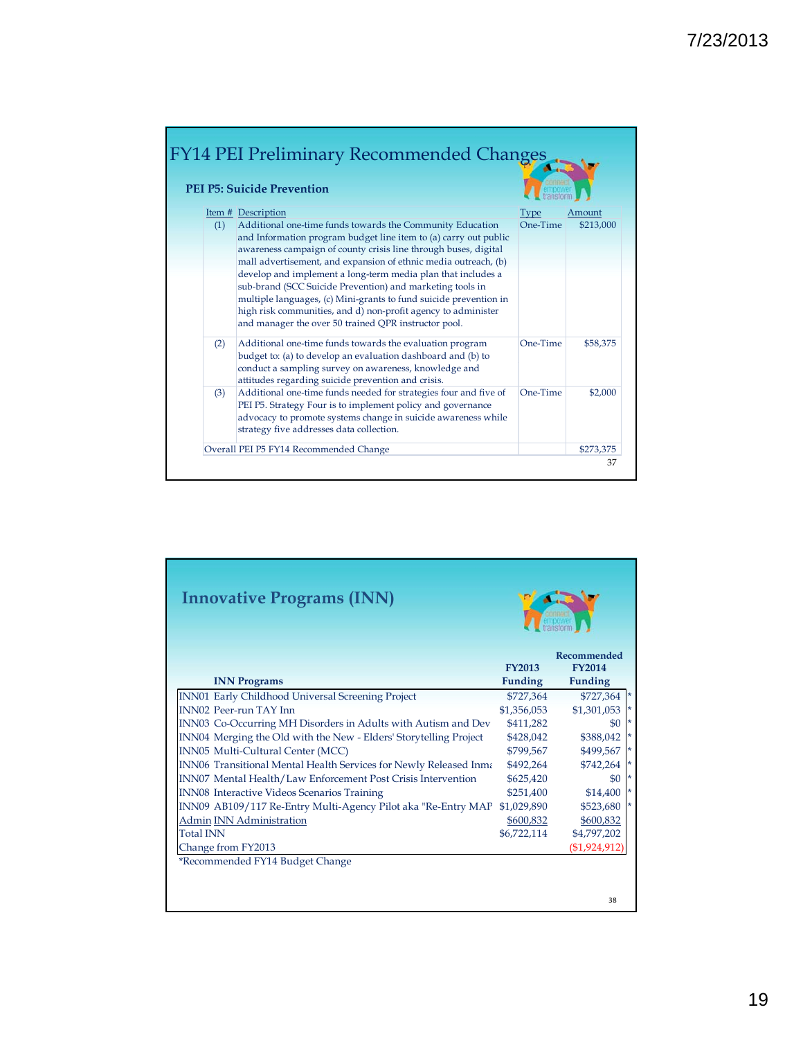## FY14 PEI Preliminary Recommended Changes

### PEI P5: Suicide Prevention

| Item # | Description | Type | Amount |
|---|---|---|---|
| (1) | Additional one-time funds towards the Community Education and Information program budget line item to (a) carry out public awareness campaign of county crisis line through buses, digital mall advertisement, and expansion of ethnic media outreach, (b) develop and implement a long-term media plan that includes a sub-brand (SCC Suicide Prevention) and marketing tools in multiple languages, (c) Mini-grants to fund suicide prevention in high risk communities, and d) non-profit agency to administer and manager the over 50 trained QPR instructor pool. | One-Time | $213,000 |
| (2) | Additional one-time funds towards the evaluation program budget to: (a) to develop an evaluation dashboard and (b) to conduct a sampling survey on awareness, knowledge and attitudes regarding suicide prevention and crisis. | One-Time | $58,375 |
| (3) | Additional one-time funds needed for strategies four and five of PEI P5. Strategy Four is to implement policy and governance advocacy to promote systems change in suicide awareness while strategy five addresses data collection. | One-Time | $2,000 |
| Overall PEI P5 FY14 Recommended Change | | | $273,375 |

## Innovative Programs (INN)

| INN Programs | FY2013 Funding | Recommended FY2014 Funding | |
|---|---|---|---|
| INN01 Early Childhood Universal Screening Project | $727,364 | $727,364 | * |
| INN02 Peer-run TAY Inn | $1,356,053 | $1,301,053 | * |
| INN03 Co-Occurring MH Disorders in Adults with Autism and Dev | $411,282 | $0 | * |
| INN04 Merging the Old with the New - Elders' Storytelling Project | $428,042 | $388,042 | * |
| INN05 Multi-Cultural Center (MCC) | $799,567 | $499,567 | * |
| INN06 Transitional Mental Health Services for Newly Released Inma | $492,264 | $742,264 | * |
| INN07 Mental Health/Law Enforcement Post Crisis Intervention | $625,420 | $0 | * |
| INN08 Interactive Videos Scenarios Training | $251,400 | $14,400 | * |
| INN09 AB109/117 Re-Entry Multi-Agency Pilot aka "Re-Entry MAP | $1,029,890 | $523,680 | * |
| Admin INN Administration | $600,832 | $600,832 | |
| Total INN | $6,722,114 | $4,797,202 | |
| Change from FY2013 | | ($1,924,912) | |

*Recommended FY14 Budget Change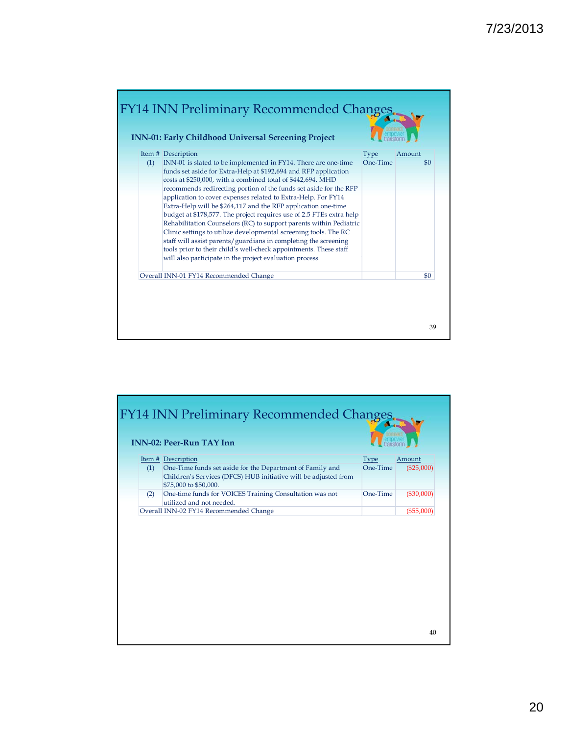## FY14 INN Preliminary Recommended Changes

### INN-01: Early Childhood Universal Screening Project

| Item # | Description | Type | Amount |
|---|---|---|---|
| (1) | INN-01 is slated to be implemented in FY14. There are one-time funds set aside for Extra-Help at $192,694 and RFP application costs at $250,000, with a combined total of $442,694. MHD recommends redirecting portion of the funds set aside for the RFP application to cover expenses related to Extra-Help. For FY14 Extra-Help will be $264,117 and the RFP application one-time budget at $178,577. The project requires use of 2.5 FTEs extra help Rehabilitation Counselors (RC) to support parents within Pediatric Clinic settings to utilize developmental screening tools. The RC staff will assist parents/guardians in completing the screening tools prior to their child's well-check appointments. These staff will also participate in the project evaluation process. | One-Time | $0 |
| Overall INN-01 FY14 Recommended Change | | | $0 |

## FY14 INN Preliminary Recommended Changes

### INN-02: Peer-Run TAY Inn

| Item # | Description | Type | Amount |
|---|---|---|---|
| (1) | One-Time funds set aside for the Department of Family and Children's Services (DFCS) HUB initiative will be adjusted from $75,000 to $50,000. | One-Time | ($25,000) |
| (2) | One-time funds for VOICES Training Consultation was not utilized and not needed. | One-Time | ($30,000) |
| Overall INN-02 FY14 Recommended Change | | | ($55,000) |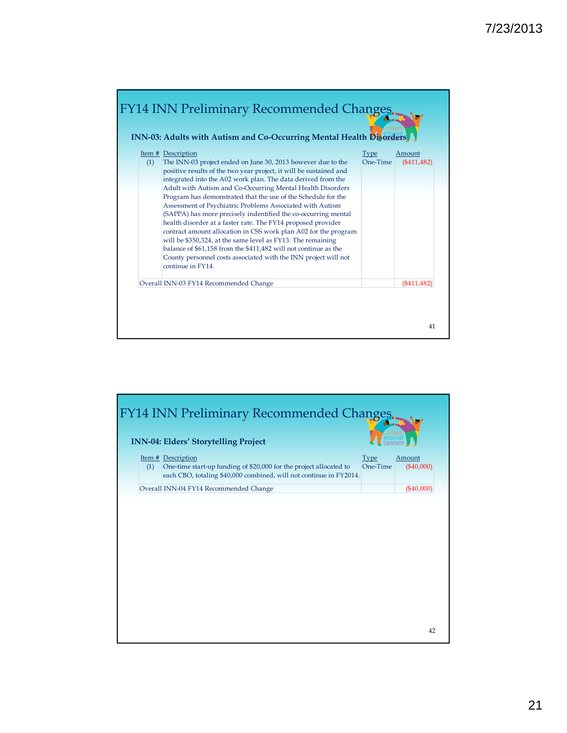## FY14 INN Preliminary Recommended Changes

### INN-03: Adults with Autism and Co-Occurring Mental Health Disorders

| Item # | Description | Type | Amount |
|---|---|---|---|
| (1) | The INN-03 project ended on June 30, 2013 however due to the positive results of the two year project, it will be sustained and integrated into the A02 work plan. The data derived from the Adult with Autism and Co-Occurring Mental Health Disorders Program has demonstrated that the use of the Schedule for the Assessment of Psychiatric Problems Associated with Autism (SAPPA) has more precisely indentified the co-occurring mental health disorder at a faster rate. The FY14 proposed provider contract amount allocation in CSS work plan A02 for the program will be $350,324, at the same level as FY13. The remaining balance of $61,158 from the $411,482 will not continue as the County personnel costs associated with the INN project will not continue in FY14. | One-Time | ($411,482) |
| Overall INN-03 FY14 Recommended Change | | | ($411,482) |

## FY14 INN Preliminary Recommended Changes

### INN-04: Elders' Storytelling Project

| Item # | Description | Type | Amount |
|---|---|---|---|
| (1) | One-time start-up funding of $20,000 for the project allocated to each CBO, totaling $40,000 combined, will not continue in FY2014. | One-Time | ($40,000) |
| Overall INN-04 FY14 Recommended Change | | | ($40,000) |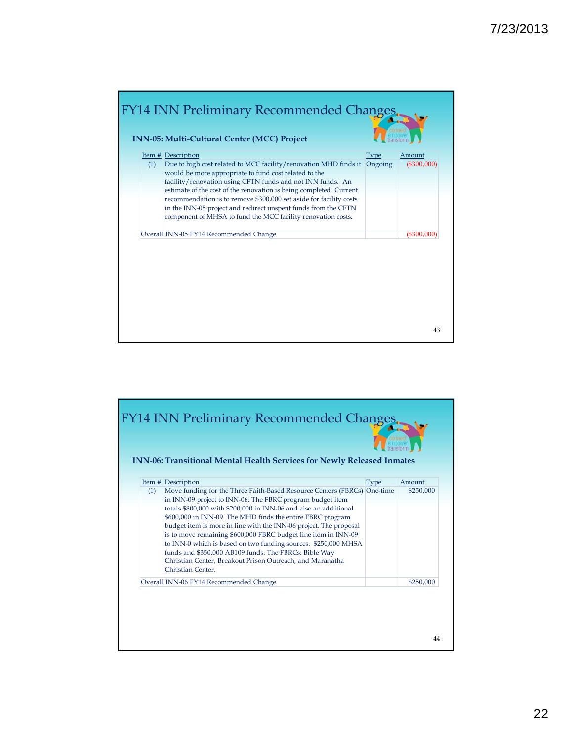## FY14 INN Preliminary Recommended Changes

### INN-05: Multi-Cultural Center (MCC) Project

| Item # | Description | Type | Amount |
|---|---|---|---|
| (1) | Due to high cost related to MCC facility/renovation MHD finds it would be more appropriate to fund cost related to the facility/renovation using CFTN funds and not INN funds. An estimate of the cost of the renovation is being completed. Current recommendation is to remove $300,000 set aside for facility costs in the INN-05 project and redirect unspent funds from the CFTN component of MHSA to fund the MCC facility renovation costs. | Ongoing | ($300,000) |
| Overall INN-05 FY14 Recommended Change | | | ($300,000) |

## FY14 INN Preliminary Recommended Changes

### INN-06: Transitional Mental Health Services for Newly Released Inmates

| Item # | Description | Type | Amount |
|---|---|---|---|
| (1) | Move funding for the Three Faith-Based Resource Centers (FBRCs) in INN-09 project to INN-06. The FBRC program budget item totals $800,000 with $200,000 in INN-06 and also an additional $600,000 in INN-09. The MHD finds the entire FBRC program budget item is more in line with the INN-06 project. The proposal is to move remaining $600,000 FBRC budget line item in INN-09 to INN-0 which is based on two funding sources: $250,000 MHSA funds and $350,000 AB109 funds. The FBRCs: Bible Way Christian Center, Breakout Prison Outreach, and Maranatha Christian Center. | One-time | $250,000 |
| Overall INN-06 FY14 Recommended Change | | | $250,000 |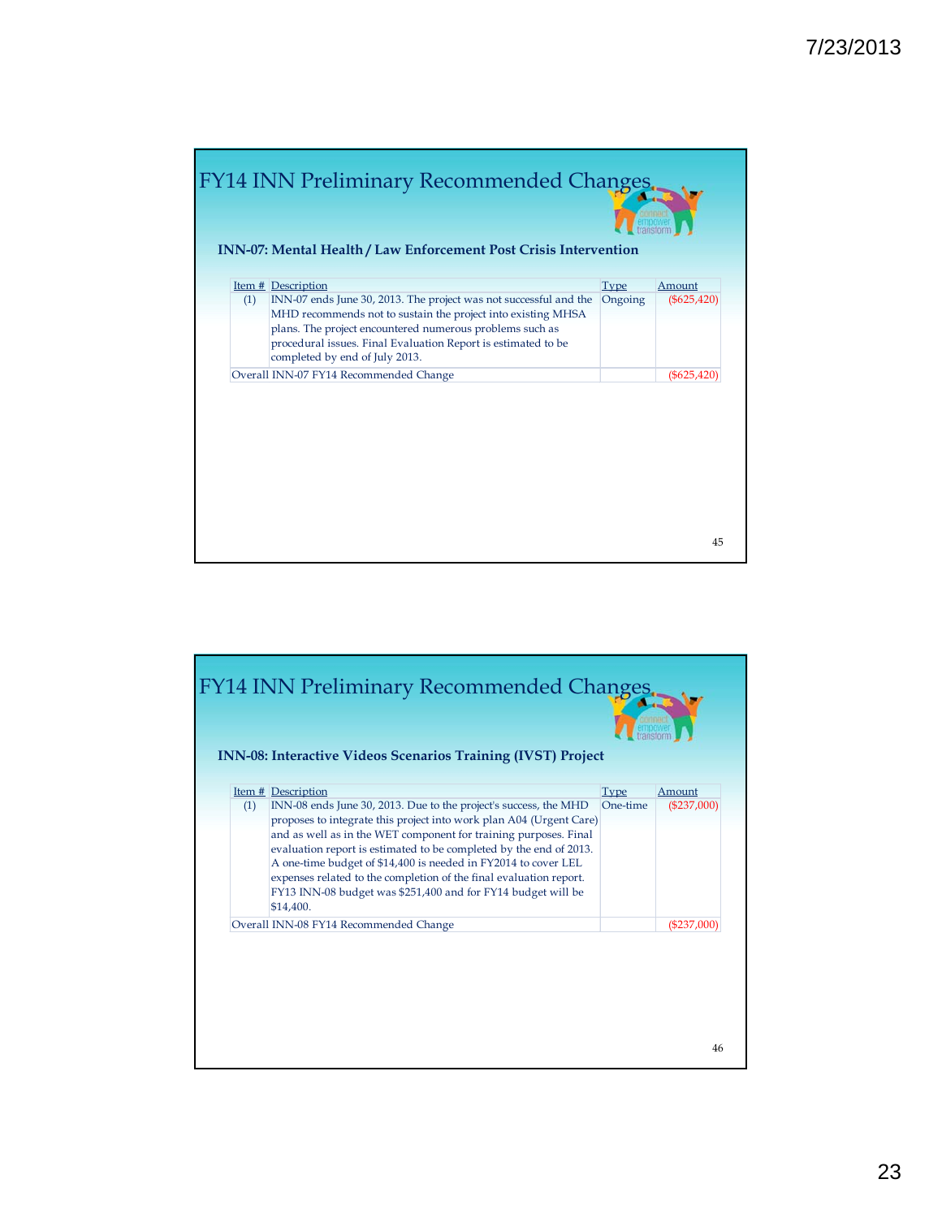## FY14 INN Preliminary Recommended Changes

### INN-07: Mental Health / Law Enforcement Post Crisis Intervention

| Item # | Description | Type | Amount |
|---|---|---|---|
| (1) | INN-07 ends June 30, 2013. The project was not successful and the MHD recommends not to sustain the project into existing MHSA plans. The project encountered numerous problems such as procedural issues. Final Evaluation Report is estimated to be completed by end of July 2013. | Ongoing | ($625,420) |
| Overall INN-07 FY14 Recommended Change | | | ($625,420) |

## FY14 INN Preliminary Recommended Changes

### INN-08: Interactive Videos Scenarios Training (IVST) Project

| Item # | Description | Type | Amount |
|---|---|---|---|
| (1) | INN-08 ends June 30, 2013. Due to the project's success, the MHD proposes to integrate this project into work plan A04 (Urgent Care) and as well as in the WET component for training purposes. Final evaluation report is estimated to be completed by the end of 2013. A one-time budget of $14,400 is needed in FY2014 to cover LEL expenses related to the completion of the final evaluation report. FY13 INN-08 budget was $251,400 and for FY14 budget will be $14,400. | One-time | ($237,000) |
| Overall INN-08 FY14 Recommended Change | | | ($237,000) |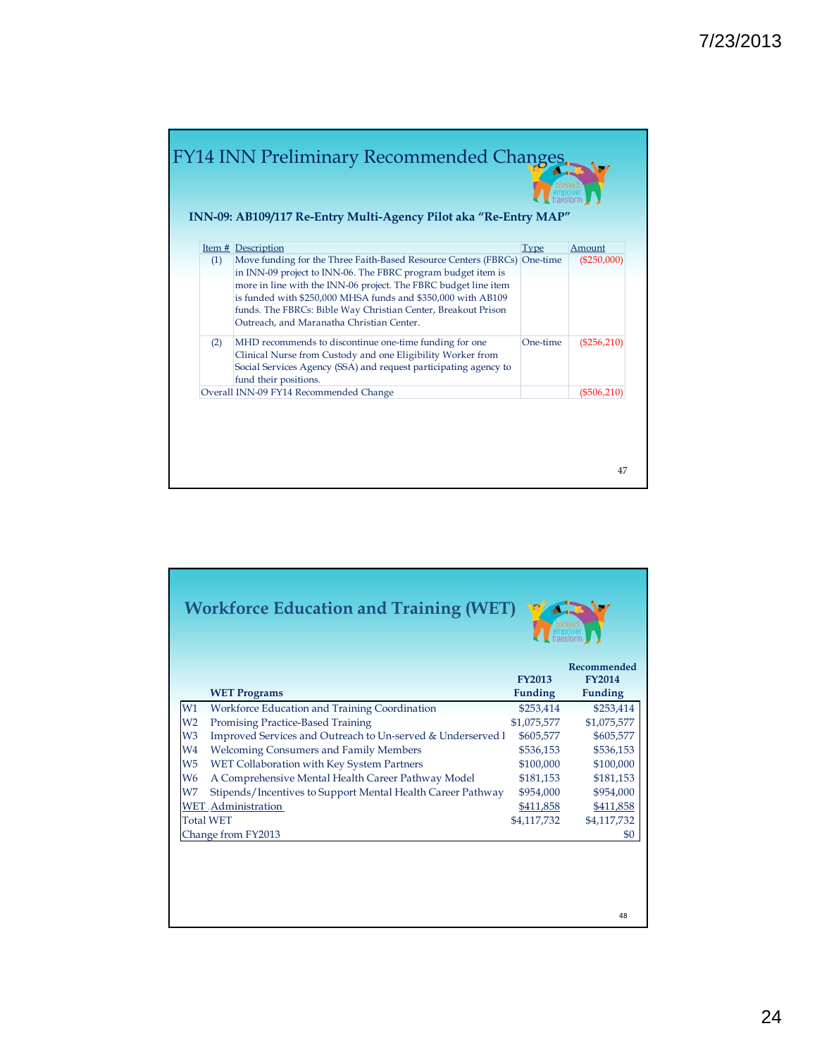## FY14 INN Preliminary Recommended Changes

### INN-09: AB109/117 Re-Entry Multi-Agency Pilot aka "Re-Entry MAP"

| Item # | Description | Type | Amount |
|---|---|---|---|
| (1) | Move funding for the Three Faith-Based Resource Centers (FBRCs) in INN-09 project to INN-06. The FBRC program budget item is more in line with the INN-06 project. The FBRC budget line item is funded with $250,000 MHSA funds and $350,000 with AB109 funds. The FBRCs: Bible Way Christian Center, Breakout Prison Outreach, and Maranatha Christian Center. | One-time | ($250,000) |
| (2) | MHD recommends to discontinue one-time funding for one Clinical Nurse from Custody and one Eligibility Worker from Social Services Agency (SSA) and request participating agency to fund their positions. | One-time | ($256,210) |
| Overall INN-09 FY14 Recommended Change | | | ($506,210) |

## Workforce Education and Training (WET)

| | WET Programs | FY2013 Funding | Recommended FY2014 Funding |
|---|---|---|---|
| W1 | Workforce Education and Training Coordination | $253,414 | $253,414 |
| W2 | Promising Practice-Based Training | $1,075,577 | $1,075,577 |
| W3 | Improved Services and Outreach to Un-served & Underserved I | $605,577 | $605,577 |
| W4 | Welcoming Consumers and Family Members | $536,153 | $536,153 |
| W5 | WET Collaboration with Key System Partners | $100,000 | $100,000 |
| W6 | A Comprehensive Mental Health Career Pathway Model | $181,153 | $181,153 |
| W7 | Stipends/Incentives to Support Mental Health Career Pathway | $954,000 | $954,000 |
| WET | Administration | $411,858 | $411,858 |
| Total WET | | $4,117,732 | $4,117,732 |
| Change from FY2013 | | | $0 |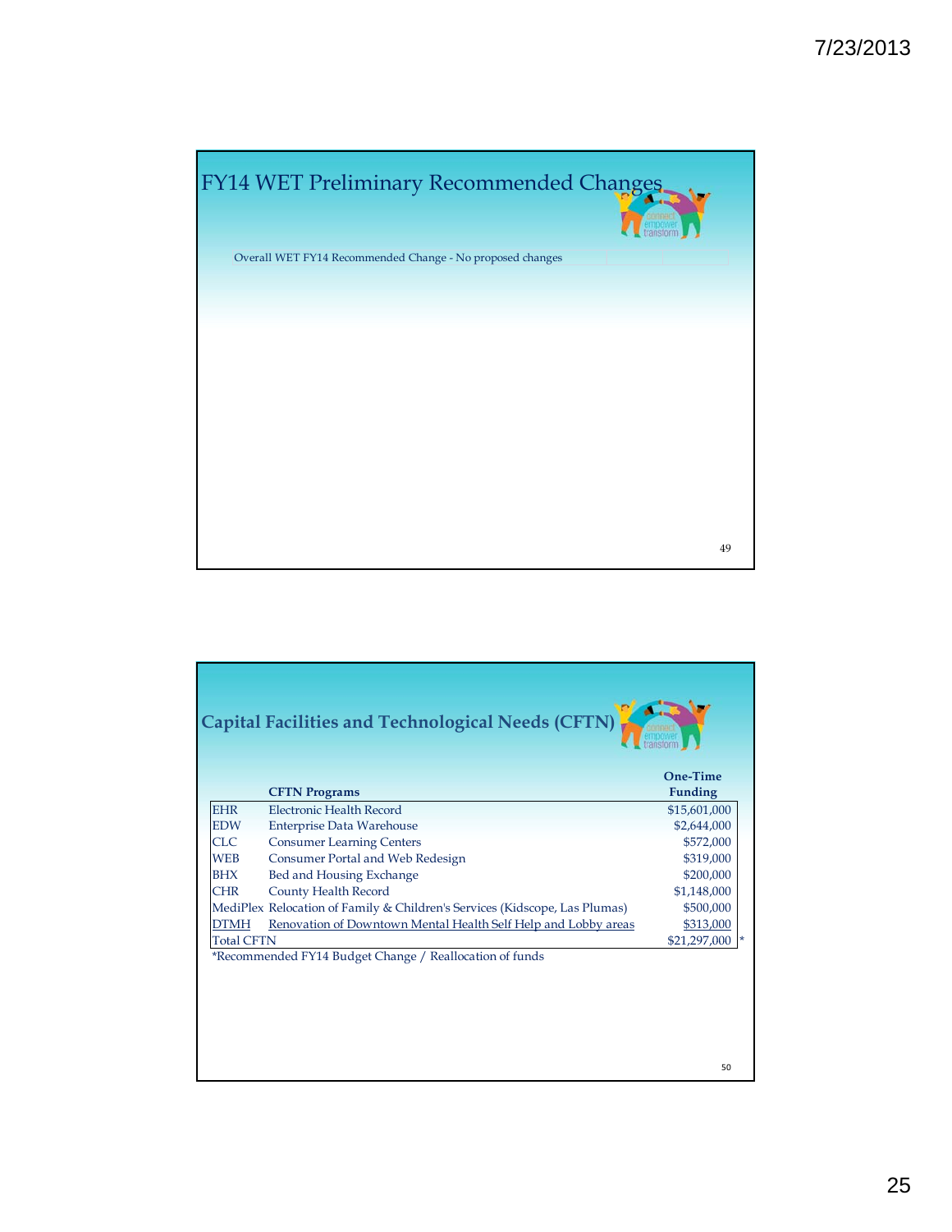## FY14 WET Preliminary Recommended Changes

Overall WET FY14 Recommended Change - No proposed changes

## Capital Facilities and Technological Needs (CFTN)

| | CFTN Programs | One-Time Funding |
|---|---|---|
| EHR | Electronic Health Record | $15,601,000 |
| EDW | Enterprise Data Warehouse | $2,644,000 |
| CLC | Consumer Learning Centers | $572,000 |
| WEB | Consumer Portal and Web Redesign | $319,000 |
| BHX | Bed and Housing Exchange | $200,000 |
| CHR | County Health Record | $1,148,000 |
| MediPlex | Relocation of Family & Children's Services (Kidscope, Las Plumas) | $500,000 |
| DTMH | Renovation of Downtown Mental Health Self Help and Lobby areas | $313,000 |
| Total CFTN | | $21,297,000 * |

*Recommended FY14 Budget Change / Reallocation of funds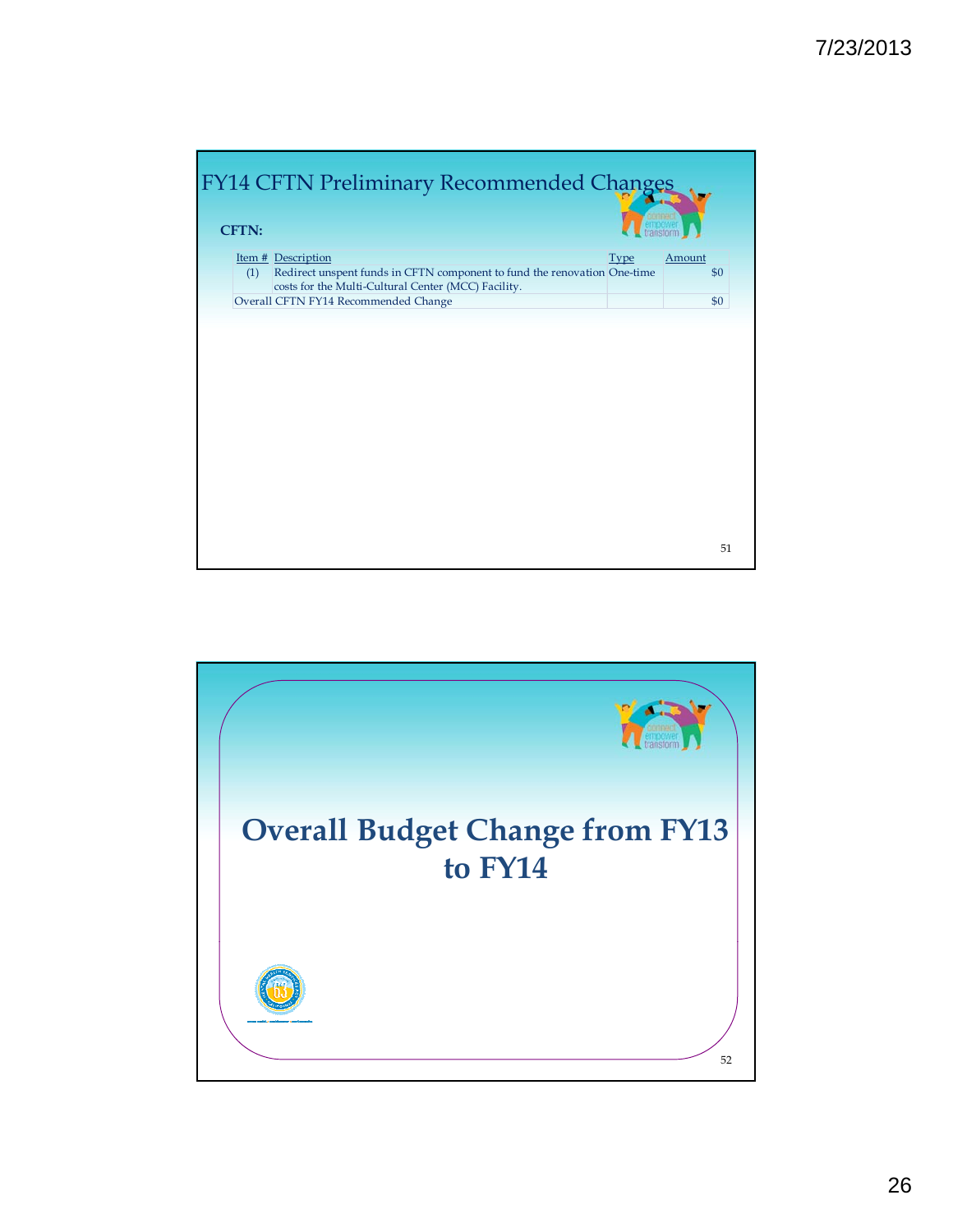## FY14 CFTN Preliminary Recommended Changes

**CFTN:**

| Item # | Description | Type | Amount |
|---|---|---|---|
| (1) | Redirect unspent funds in CFTN component to fund the renovation costs for the Multi-Cultural Center (MCC) Facility. | One-time | $0 |
| Overall CFTN FY14 Recommended Change | | | $0 |

# Overall Budget Change from FY13 to FY14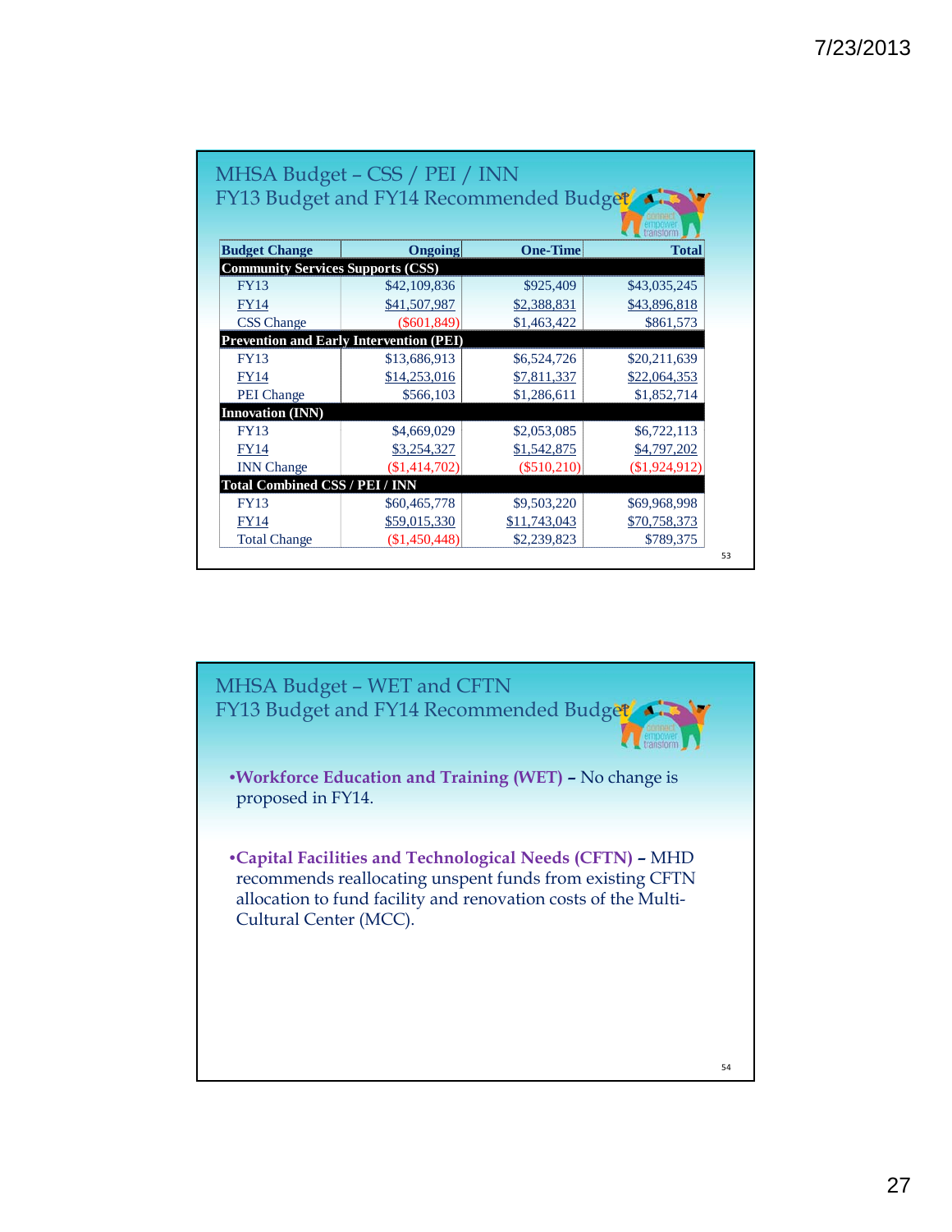## MHSA Budget – CSS / PEI / INN
### FY13 Budget and FY14 Recommended Budget

| Budget Change | Ongoing | One-Time | Total |
|---|---|---|---|
| **Community Services Supports (CSS)** | | | |
| FY13 | $42,109,836 | $925,409 | $43,035,245 |
| FY14 | $41,507,987 | $2,388,831 | $43,896,818 |
| CSS Change | ($601,849) | $1,463,422 | $861,573 |
| **Prevention and Early Intervention (PEI)** | | | |
| FY13 | $13,686,913 | $6,524,726 | $20,211,639 |
| FY14 | $14,253,016 | $7,811,337 | $22,064,353 |
| PEI Change | $566,103 | $1,286,611 | $1,852,714 |
| **Innovation (INN)** | | | |
| FY13 | $4,669,029 | $2,053,085 | $6,722,113 |
| FY14 | $3,254,327 | $1,542,875 | $4,797,202 |
| INN Change | ($1,414,702) | ($510,210) | ($1,924,912) |
| **Total Combined CSS / PEI / INN** | | | |
| FY13 | $60,465,778 | $9,503,220 | $69,968,998 |
| FY14 | $59,015,330 | $11,743,043 | $70,758,373 |
| Total Change | ($1,450,448) | $2,239,823 | $789,375 |

## MHSA Budget – WET and CFTN
### FY13 Budget and FY14 Recommended Budget

- **Workforce Education and Training (WET)** – No change is proposed in FY14.

- **Capital Facilities and Technological Needs (CFTN)** – MHD recommends reallocating unspent funds from existing CFTN allocation to fund facility and renovation costs of the Multi-Cultural Center (MCC).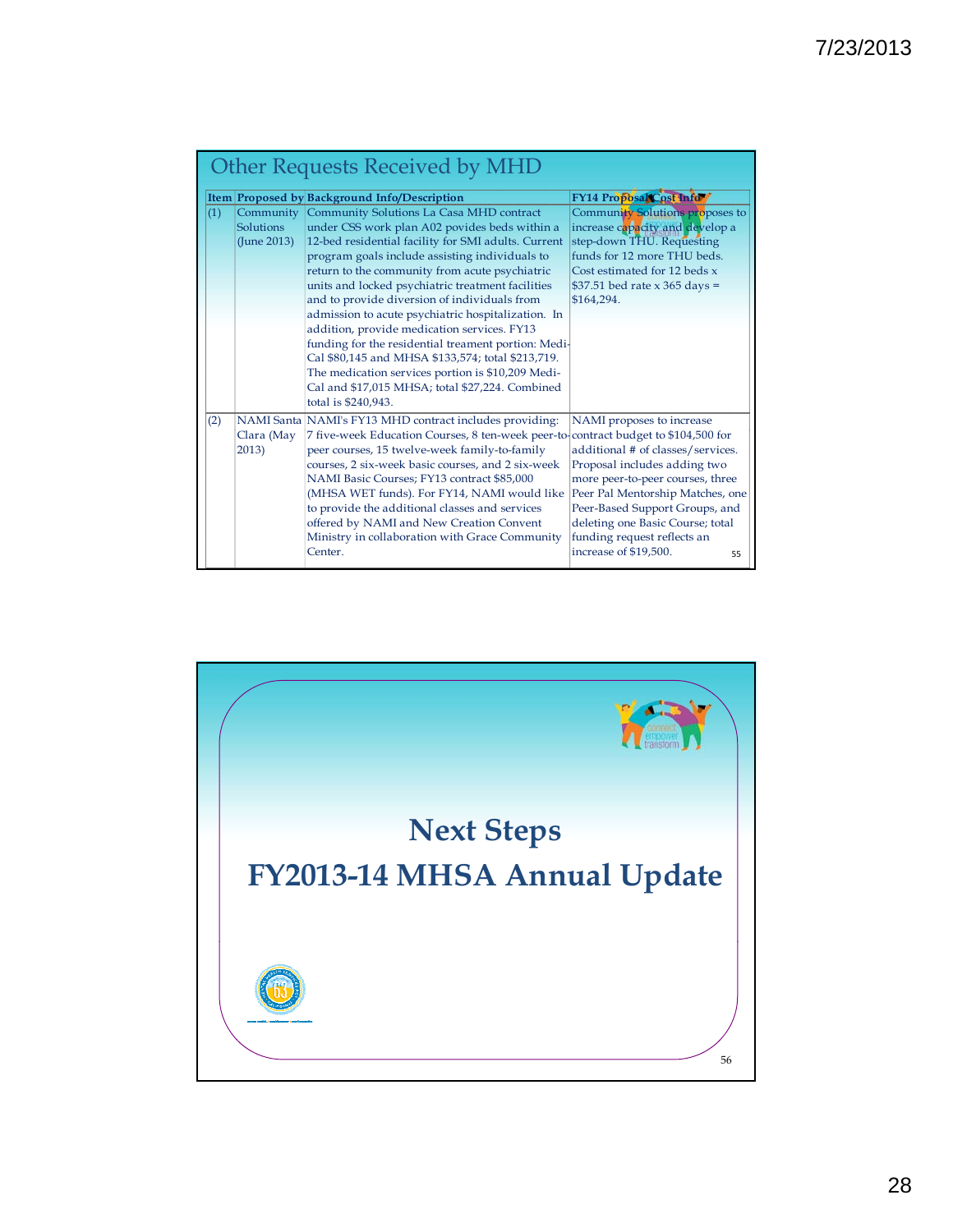## Other Requests Received by MHD

| Item | Proposed by | Background Info/Description | FY14 Proposal/Cost Info |
|---|---|---|---|
| (1) | Community Solutions (June 2013) | Community Solutions La Casa MHD contract under CSS work plan A02 povides beds within a 12-bed residential facility for SMI adults. Current program goals include assisting individuals to return to the community from acute psychiatric units and locked psychiatric treatment facilities and to provide diversion of individuals from admission to acute psychiatric hospitalization. In addition, provide medication services. FY13 funding for the residential treament portion: Medi-Cal $80,145 and MHSA $133,574; total $213,719. The medication services portion is $10,209 Medi-Cal and $17,015 MHSA; total $27,224. Combined total is $240,943. | Community Solutions proposes to increase capacity and develop a step-down THU. Requesting funds for 12 more THU beds. Cost estimated for 12 beds x $37.51 bed rate x 365 days = $164,294. |
| (2) | NAMI Santa Clara (May 2013) | NAMI's FY13 MHD contract includes providing: 7 five-week Education Courses, 8 ten-week peer-to-peer courses, 15 twelve-week family-to-family courses, 2 six-week basic courses, and 2 six-week NAMI Basic Courses; FY13 contract $85,000 (MHSA WET funds). For FY14, NAMI would like to provide the additional classes and services offered by NAMI and New Creation Convent Ministry in collaboration with Grace Community Center. | NAMI proposes to increase contract budget to $104,500 for additional # of classes/services. Proposal includes adding two more peer-to-peer courses, three Peer Pal Mentorship Matches, one Peer-Based Support Groups, and deleting one Basic Course; total funding request reflects an increase of $19,500. |

# Next Steps
# FY2013-14 MHSA Annual Update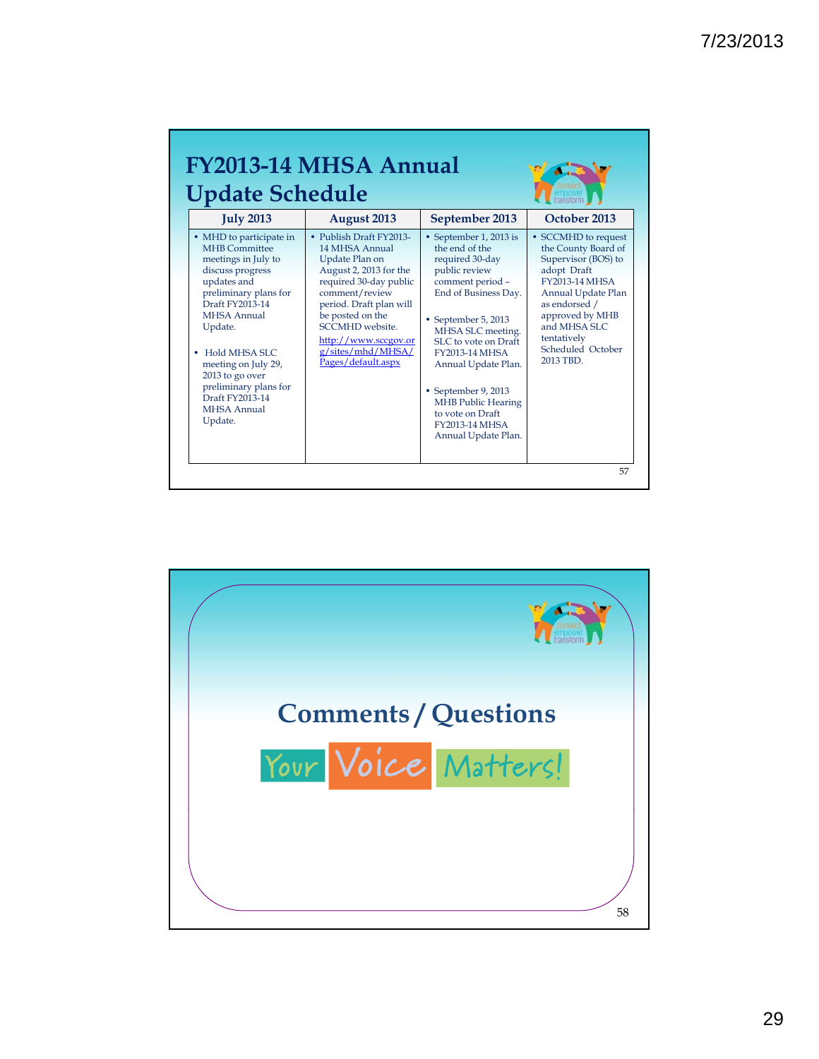## FY2013-14 MHSA Annual Update Schedule

| July 2013 | August 2013 | September 2013 | October 2013 |
|---|---|---|---|
| • MHD to participate in MHB Committee meetings in July to discuss progress updates and preliminary plans for Draft FY2013-14 MHSA Annual Update.<br><br>• Hold MHSA SLC meeting on July 29, 2013 to go over preliminary plans for Draft FY2013-14 MHSA Annual Update. | • Publish Draft FY2013-14 MHSA Annual Update Plan on August 2, 2013 for the required 30-day public comment/review period. Draft plan will be posted on the SCCMHD website. http://www.sccgov.org/sites/mhd/MHSA/Pages/default.aspx | • September 1, 2013 is the end of the required 30-day public review comment period – End of Business Day.<br><br>• September 5, 2013 MHSA SLC meeting. SLC to vote on Draft FY2013-14 MHSA Annual Update Plan.<br><br>• September 9, 2013 MHB Public Hearing to vote on Draft FY2013-14 MHSA Annual Update Plan. | • SCCMHD to request the County Board of Supervisor (BOS) to adopt Draft FY2013-14 MHSA Annual Update Plan as endorsed / approved by MHB and MHSA SLC tentatively Scheduled October 2013 TBD. |

## Comments / Questions

Your Voice Matters!